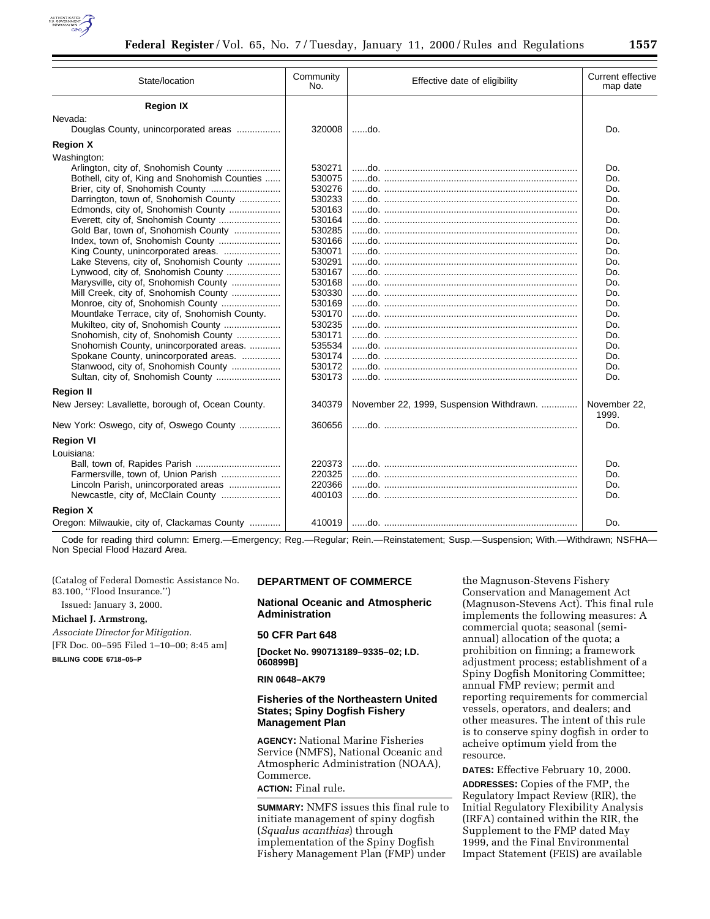| State/location | Community No. | Effective date of eligibility | Current effective map date |
| --- | --- | --- | --- |
| **Region IX** | | | |
| Nevada: | | | |
| Douglas County, unincorporated areas | 320008 | ......do. | Do. |
| **Region X** | | | |
| Washington: | | | |
| Arlington, city of, Snohomish County | 530271 | ......do. | Do. |
| Bothell, city of, King and Snohomish Counties | 530075 | ......do. | Do. |
| Brier, city of, Snohomish County | 530276 | ......do. | Do. |
| Darrington, town of, Snohomish County | 530233 | ......do. | Do. |
| Edmonds, city of, Snohomish County | 530163 | ......do. | Do. |
| Everett, city of, Snohomish County | 530164 | ......do. | Do. |
| Gold Bar, town of, Snohomish County | 530285 | ......do. | Do. |
| Index, town of, Snohomish County | 530166 | ......do. | Do. |
| King County, unincorporated areas. | 530071 | ......do. | Do. |
| Lake Stevens, city of, Snohomish County | 530291 | ......do. | Do. |
| Lynwood, city of, Snohomish County | 530167 | ......do. | Do. |
| Marysville, city of, Snohomish County | 530168 | ......do. | Do. |
| Mill Creek, city of, Snohomish County | 530330 | ......do. | Do. |
| Monroe, city of, Snohomish County | 530169 | ......do. | Do. |
| Mountlake Terrace, city of, Snohomish County. | 530170 | ......do. | Do. |
| Mukilteo, city of, Snohomish County | 530235 | ......do. | Do. |
| Snohomish, city of, Snohomish County | 530171 | ......do. | Do. |
| Snohomish County, unincorporated areas. | 535534 | ......do. | Do. |
| Spokane County, unincorporated areas. | 530174 | ......do. | Do. |
| Stanwood, city of, Snohomish County | 530172 | ......do. | Do. |
| Sultan, city of, Snohomish County | 530173 | ......do. | Do. |
| **Region II** | | | |
| New Jersey: Lavallette, borough of, Ocean County. | 340379 | November 22, 1999, Suspension Withdrawn. | November 22, 1999. |
| New York: Oswego, city of, Oswego County | 360656 | ......do. | Do. |
| **Region VI** | | | |
| Louisiana: | | | |
| Ball, town of, Rapides Parish | 220373 | ......do. | Do. |
| Farmersville, town of, Union Parish | 220325 | ......do. | Do. |
| Lincoln Parish, unincorporated areas | 220366 | ......do. | Do. |
| Newcastle, city of, McClain County | 400103 | ......do. | Do. |
| **Region X** | | | |
| Oregon: Milwaukie, city of, Clackamas County | 410019 | ......do. | Do. |

Code for reading third column: Emerg.—Emergency; Reg.—Regular; Rein.—Reinstatement; Susp.—Suspension; With.—Withdrawn; NSFHA—Non Special Flood Hazard Area.

(Catalog of Federal Domestic Assistance No. 83.100, "Flood Insurance.")

Issued: January 3, 2000.

**Michael J. Armstrong,**

*Associate Director for Mitigation.*

[FR Doc. 00–595 Filed 1–10–00; 8:45 am]

**BILLING CODE 6718–05–P**

## DEPARTMENT OF COMMERCE

### National Oceanic and Atmospheric Administration

### 50 CFR Part 648

**[Docket No. 990713189–9335–02; I.D. 060899B]**

**RIN 0648–AK79**

### Fisheries of the Northeastern United States; Spiny Dogfish Fishery Management Plan

**AGENCY:** National Marine Fisheries Service (NMFS), National Oceanic and Atmospheric Administration (NOAA), Commerce.

**ACTION:** Final rule.

**SUMMARY:** NMFS issues this final rule to initiate management of spiny dogfish (*Squalus acanthias*) through implementation of the Spiny Dogfish Fishery Management Plan (FMP) under the Magnuson-Stevens Fishery Conservation and Management Act (Magnuson-Stevens Act). This final rule implements the following measures: A commercial quota; seasonal (semi-annual) allocation of the quota; a prohibition on finning; a framework adjustment process; establishment of a Spiny Dogfish Monitoring Committee; annual FMP review; permit and reporting requirements for commercial vessels, operators, and dealers; and other measures. The intent of this rule is to conserve spiny dogfish in order to acheive optimum yield from the resource.

**DATES:** Effective February 10, 2000.

**ADDRESSES:** Copies of the FMP, the Regulatory Impact Review (RIR), the Initial Regulatory Flexibility Analysis (IRFA) contained within the RIR, the Supplement to the FMP dated May 1999, and the Final Environmental Impact Statement (FEIS) are available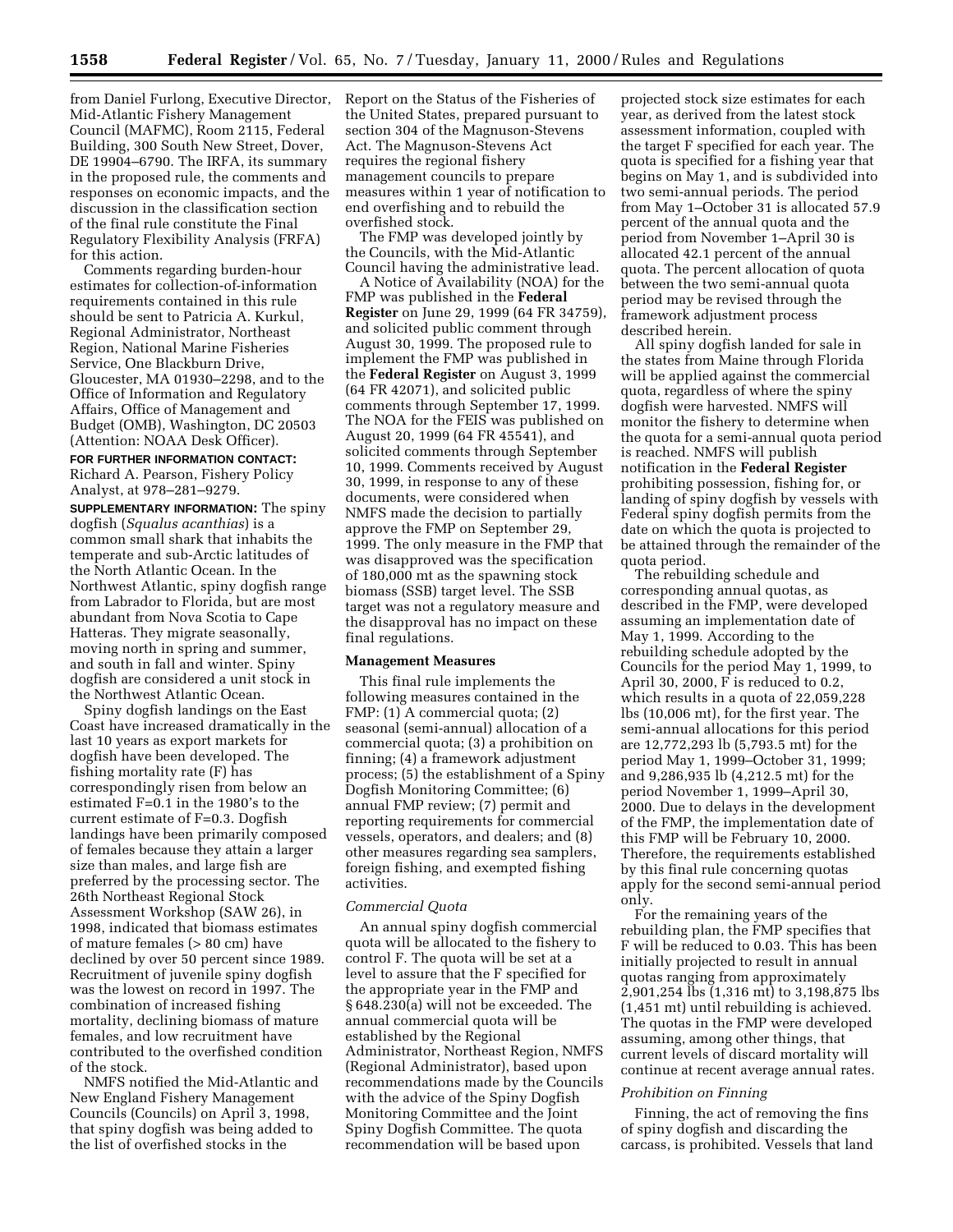from Daniel Furlong, Executive Director, Mid-Atlantic Fishery Management Council (MAFMC), Room 2115, Federal Building, 300 South New Street, Dover, DE 19904–6790. The IRFA, its summary in the proposed rule, the comments and responses on economic impacts, and the discussion in the classification section of the final rule constitute the Final Regulatory Flexibility Analysis (FRFA) for this action.

Comments regarding burden-hour estimates for collection-of-information requirements contained in this rule should be sent to Patricia A. Kurkul, Regional Administrator, Northeast Region, National Marine Fisheries Service, One Blackburn Drive, Gloucester, MA 01930–2298, and to the Office of Information and Regulatory Affairs, Office of Management and Budget (OMB), Washington, DC 20503 (Attention: NOAA Desk Officer).

**FOR FURTHER INFORMATION CONTACT:** Richard A. Pearson, Fishery Policy Analyst, at 978–281–9279.

**SUPPLEMENTARY INFORMATION:** The spiny dogfish (*Squalus acanthias*) is a common small shark that inhabits the temperate and sub-Arctic latitudes of the North Atlantic Ocean. In the Northwest Atlantic, spiny dogfish range from Labrador to Florida, but are most abundant from Nova Scotia to Cape Hatteras. They migrate seasonally, moving north in spring and summer, and south in fall and winter. Spiny dogfish are considered a unit stock in the Northwest Atlantic Ocean.

Spiny dogfish landings on the East Coast have increased dramatically in the last 10 years as export markets for dogfish have been developed. The fishing mortality rate (F) has correspondingly risen from below an estimated F=0.1 in the 1980's to the current estimate of F=0.3. Dogfish landings have been primarily composed of females because they attain a larger size than males, and large fish are preferred by the processing sector. The 26th Northeast Regional Stock Assessment Workshop (SAW 26), in 1998, indicated that biomass estimates of mature females (> 80 cm) have declined by over 50 percent since 1989. Recruitment of juvenile spiny dogfish was the lowest on record in 1997. The combination of increased fishing mortality, declining biomass of mature females, and low recruitment have contributed to the overfished condition of the stock.

NMFS notified the Mid-Atlantic and New England Fishery Management Councils (Councils) on April 3, 1998, that spiny dogfish was being added to the list of overfished stocks in the Report on the Status of the Fisheries of the United States, prepared pursuant to section 304 of the Magnuson-Stevens Act. The Magnuson-Stevens Act requires the regional fishery management councils to prepare measures within 1 year of notification to end overfishing and to rebuild the overfished stock.

The FMP was developed jointly by the Councils, with the Mid-Atlantic Council having the administrative lead.

A Notice of Availability (NOA) for the FMP was published in the **Federal Register** on June 29, 1999 (64 FR 34759), and solicited public comment through August 30, 1999. The proposed rule to implement the FMP was published in the **Federal Register** on August 3, 1999 (64 FR 42071), and solicited public comments through September 17, 1999. The NOA for the FEIS was published on August 20, 1999 (64 FR 45541), and solicited comments through September 10, 1999. Comments received by August 30, 1999, in response to any of these documents, were considered when NMFS made the decision to partially approve the FMP on September 29, 1999. The only measure in the FMP that was disapproved was the specification of 180,000 mt as the spawning stock biomass (SSB) target level. The SSB target was not a regulatory measure and the disapproval has no impact on these final regulations.

## Management Measures

This final rule implements the following measures contained in the FMP: (1) A commercial quota; (2) seasonal (semi-annual) allocation of a commercial quota; (3) a prohibition on finning; (4) a framework adjustment process; (5) the establishment of a Spiny Dogfish Monitoring Committee; (6) annual FMP review; (7) permit and reporting requirements for commercial vessels, operators, and dealers; and (8) other measures regarding sea samplers, foreign fishing, and exempted fishing activities.

### *Commercial Quota*

An annual spiny dogfish commercial quota will be allocated to the fishery to control F. The quota will be set at a level to assure that the F specified for the appropriate year in the FMP and § 648.230(a) will not be exceeded. The annual commercial quota will be established by the Regional Administrator, Northeast Region, NMFS (Regional Administrator), based upon recommendations made by the Councils with the advice of the Spiny Dogfish Monitoring Committee and the Joint Spiny Dogfish Committee. The quota recommendation will be based upon projected stock size estimates for each year, as derived from the latest stock assessment information, coupled with the target F specified for each year. The quota is specified for a fishing year that begins on May 1, and is subdivided into two semi-annual periods. The period from May 1–October 31 is allocated 57.9 percent of the annual quota and the period from November 1–April 30 is allocated 42.1 percent of the annual quota. The percent allocation of quota between the two semi-annual quota period may be revised through the framework adjustment process described herein.

All spiny dogfish landed for sale in the states from Maine through Florida will be applied against the commercial quota, regardless of where the spiny dogfish were harvested. NMFS will monitor the fishery to determine when the quota for a semi-annual quota period is reached. NMFS will publish notification in the **Federal Register** prohibiting possession, fishing for, or landing of spiny dogfish by vessels with Federal spiny dogfish permits from the date on which the quota is projected to be attained through the remainder of the quota period.

The rebuilding schedule and corresponding annual quotas, as described in the FMP, were developed assuming an implementation date of May 1, 1999. According to the rebuilding schedule adopted by the Councils for the period May 1, 1999, to April 30, 2000, F is reduced to 0.2, which results in a quota of 22,059,228 lbs (10,006 mt), for the first year. The semi-annual allocations for this period are 12,772,293 lb (5,793.5 mt) for the period May 1, 1999–October 31, 1999; and 9,286,935 lb (4,212.5 mt) for the period November 1, 1999–April 30, 2000. Due to delays in the development of the FMP, the implementation date of this FMP will be February 10, 2000. Therefore, the requirements established by this final rule concerning quotas apply for the second semi-annual period only.

For the remaining years of the rebuilding plan, the FMP specifies that F will be reduced to 0.03. This has been initially projected to result in annual quotas ranging from approximately 2,901,254 lbs (1,316 mt) to 3,198,875 lbs (1,451 mt) until rebuilding is achieved. The quotas in the FMP were developed assuming, among other things, that current levels of discard mortality will continue at recent average annual rates.

### *Prohibition on Finning*

Finning, the act of removing the fins of spiny dogfish and discarding the carcass, is prohibited. Vessels that land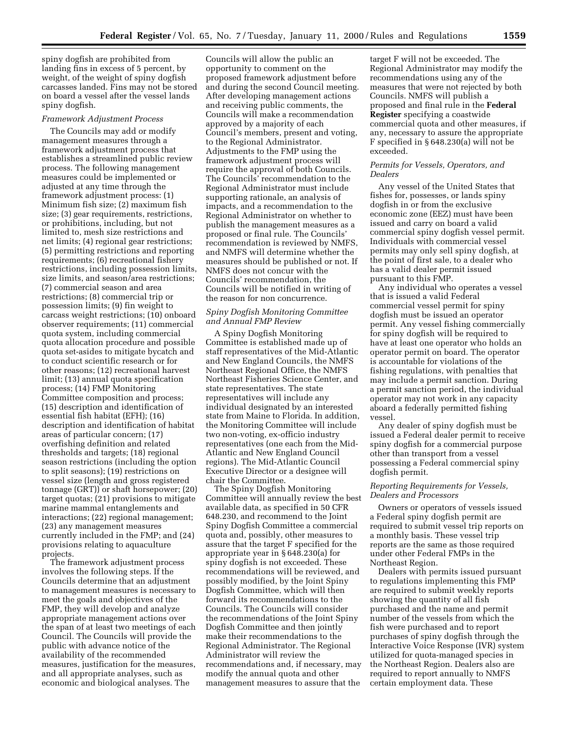spiny dogfish are prohibited from landing fins in excess of 5 percent, by weight, of the weight of spiny dogfish carcasses landed. Fins may not be stored on board a vessel after the vessel lands spiny dogfish.

*Framework Adjustment Process*

The Councils may add or modify management measures through a framework adjustment process that establishes a streamlined public review process. The following management measures could be implemented or adjusted at any time through the framework adjustment process: (1) Minimum fish size; (2) maximum fish size; (3) gear requirements, restrictions, or prohibitions, including, but not limited to, mesh size restrictions and net limits; (4) regional gear restrictions; (5) permitting restrictions and reporting requirements; (6) recreational fishery restrictions, including possession limits, size limits, and season/area restrictions; (7) commercial season and area restrictions; (8) commercial trip or possession limits; (9) fin weight to carcass weight restrictions; (10) onboard observer requirements; (11) commercial quota system, including commercial quota allocation procedure and possible quota set-asides to mitigate bycatch and to conduct scientific research or for other reasons; (12) recreational harvest limit; (13) annual quota specification process; (14) FMP Monitoring Committee composition and process; (15) description and identification of essential fish habitat (EFH); (16) description and identification of habitat areas of particular concern; (17) overfishing definition and related thresholds and targets; (18) regional season restrictions (including the option to split seasons); (19) restrictions on vessel size (length and gross registered tonnage (GRT)) or shaft horsepower; (20) target quotas; (21) provisions to mitigate marine mammal entanglements and interactions; (22) regional management; (23) any management measures currently included in the FMP; and (24) provisions relating to aquaculture projects.

The framework adjustment process involves the following steps. If the Councils determine that an adjustment to management measures is necessary to meet the goals and objectives of the FMP, they will develop and analyze appropriate management actions over the span of at least two meetings of each Council. The Councils will provide the public with advance notice of the availability of the recommended measures, justification for the measures, and all appropriate analyses, such as economic and biological analyses. The Councils will allow the public an opportunity to comment on the proposed framework adjustment before and during the second Council meeting. After developing management actions and receiving public comments, the Councils will make a recommendation approved by a majority of each Council's members, present and voting, to the Regional Administrator. Adjustments to the FMP using the framework adjustment process will require the approval of both Councils. The Councils' recommendation to the Regional Administrator must include supporting rationale, an analysis of impacts, and a recommendation to the Regional Administrator on whether to publish the management measures as a proposed or final rule. The Councils' recommendation is reviewed by NMFS, and NMFS will determine whether the measures should be published or not. If NMFS does not concur with the Councils' recommendation, the Councils will be notified in writing of the reason for non concurrence.

*Spiny Dogfish Monitoring Committee and Annual FMP Review*

A Spiny Dogfish Monitoring Committee is established made up of staff representatives of the Mid-Atlantic and New England Councils, the NMFS Northeast Regional Office, the NMFS Northeast Fisheries Science Center, and state representatives. The state representatives will include any individual designated by an interested state from Maine to Florida. In addition, the Monitoring Committee will include two non-voting, ex-officio industry representatives (one each from the Mid-Atlantic and New England Council regions). The Mid-Atlantic Council Executive Director or a designee will chair the Committee.

The Spiny Dogfish Monitoring Committee will annually review the best available data, as specified in 50 CFR 648.230, and recommend to the Joint Spiny Dogfish Committee a commercial quota and, possibly, other measures to assure that the target F specified for the appropriate year in § 648.230(a) for spiny dogfish is not exceeded. These recommendations will be reviewed, and possibly modified, by the Joint Spiny Dogfish Committee, which will then forward its recommendations to the Councils. The Councils will consider the recommendations of the Joint Spiny Dogfish Committee and then jointly make their recommendations to the Regional Administrator. The Regional Administrator will review the recommendations and, if necessary, may modify the annual quota and other management measures to assure that the target F will not be exceeded. The Regional Administrator may modify the recommendations using any of the measures that were not rejected by both Councils. NMFS will publish a proposed and final rule in the **Federal Register** specifying a coastwide commercial quota and other measures, if any, necessary to assure the appropriate F specified in § 648.230(a) will not be exceeded.

*Permits for Vessels, Operators, and Dealers*

Any vessel of the United States that fishes for, possesses, or lands spiny dogfish in or from the exclusive economic zone (EEZ) must have been issued and carry on board a valid commercial spiny dogfish vessel permit. Individuals with commercial vessel permits may only sell spiny dogfish, at the point of first sale, to a dealer who has a valid dealer permit issued pursuant to this FMP.

Any individual who operates a vessel that is issued a valid Federal commercial vessel permit for spiny dogfish must be issued an operator permit. Any vessel fishing commercially for spiny dogfish will be required to have at least one operator who holds an operator permit on board. The operator is accountable for violations of the fishing regulations, with penalties that may include a permit sanction. During a permit sanction period, the individual operator may not work in any capacity aboard a federally permitted fishing vessel.

Any dealer of spiny dogfish must be issued a Federal dealer permit to receive spiny dogfish for a commercial purpose other than transport from a vessel possessing a Federal commercial spiny dogfish permit.

*Reporting Requirements for Vessels, Dealers and Processors*

Owners or operators of vessels issued a Federal spiny dogfish permit are required to submit vessel trip reports on a monthly basis. These vessel trip reports are the same as those required under other Federal FMPs in the Northeast Region.

Dealers with permits issued pursuant to regulations implementing this FMP are required to submit weekly reports showing the quantity of all fish purchased and the name and permit number of the vessels from which the fish were purchased and to report purchases of spiny dogfish through the Interactive Voice Response (IVR) system utilized for quota-managed species in the Northeast Region. Dealers also are required to report annually to NMFS certain employment data. These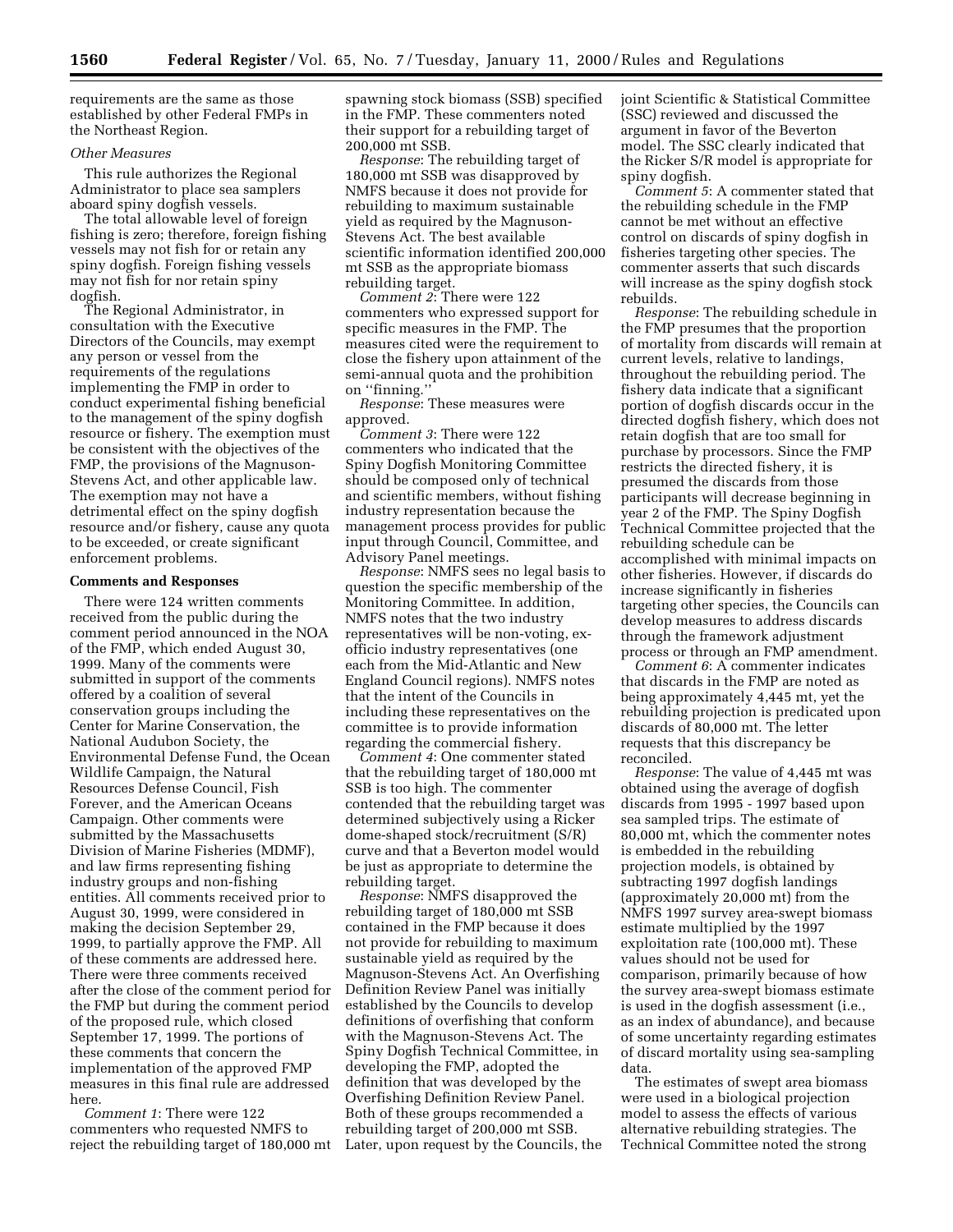requirements are the same as those established by other Federal FMPs in the Northeast Region.

*Other Measures*

This rule authorizes the Regional Administrator to place sea samplers aboard spiny dogfish vessels.

The total allowable level of foreign fishing is zero; therefore, foreign fishing vessels may not fish for or retain any spiny dogfish. Foreign fishing vessels may not fish for nor retain spiny dogfish.

The Regional Administrator, in consultation with the Executive Directors of the Councils, may exempt any person or vessel from the requirements of the regulations implementing the FMP in order to conduct experimental fishing beneficial to the management of the spiny dogfish resource or fishery. The exemption must be consistent with the objectives of the FMP, the provisions of the Magnuson-Stevens Act, and other applicable law. The exemption may not have a detrimental effect on the spiny dogfish resource and/or fishery, cause any quota to be exceeded, or create significant enforcement problems.

**Comments and Responses**

There were 124 written comments received from the public during the comment period announced in the NOA of the FMP, which ended August 30, 1999. Many of the comments were submitted in support of the comments offered by a coalition of several conservation groups including the Center for Marine Conservation, the National Audubon Society, the Environmental Defense Fund, the Ocean Wildlife Campaign, the Natural Resources Defense Council, Fish Forever, and the American Oceans Campaign. Other comments were submitted by the Massachusetts Division of Marine Fisheries (MDMF), and law firms representing fishing industry groups and non-fishing entities. All comments received prior to August 30, 1999, were considered in making the decision September 29, 1999, to partially approve the FMP. All of these comments are addressed here. There were three comments received after the close of the comment period for the FMP but during the comment period of the proposed rule, which closed September 17, 1999. The portions of these comments that concern the implementation of the approved FMP measures in this final rule are addressed here.

*Comment 1*: There were 122 commenters who requested NMFS to reject the rebuilding target of 180,000 mt spawning stock biomass (SSB) specified in the FMP. These commenters noted their support for a rebuilding target of 200,000 mt SSB.

*Response*: The rebuilding target of 180,000 mt SSB was disapproved by NMFS because it does not provide for rebuilding to maximum sustainable yield as required by the Magnuson-Stevens Act. The best available scientific information identified 200,000 mt SSB as the appropriate biomass rebuilding target.

*Comment 2*: There were 122 commenters who expressed support for specific measures in the FMP. The measures cited were the requirement to close the fishery upon attainment of the semi-annual quota and the prohibition on ''finning.''

*Response*: These measures were approved.

*Comment 3*: There were 122 commenters who indicated that the Spiny Dogfish Monitoring Committee should be composed only of technical and scientific members, without fishing industry representation because the management process provides for public input through Council, Committee, and Advisory Panel meetings.

*Response*: NMFS sees no legal basis to question the specific membership of the Monitoring Committee. In addition, NMFS notes that the two industry representatives will be non-voting, ex-officio industry representatives (one each from the Mid-Atlantic and New England Council regions). NMFS notes that the intent of the Councils in including these representatives on the committee is to provide information regarding the commercial fishery.

*Comment 4*: One commenter stated that the rebuilding target of 180,000 mt SSB is too high. The commenter contended that the rebuilding target was determined subjectively using a Ricker dome-shaped stock/recruitment (S/R) curve and that a Beverton model would be just as appropriate to determine the rebuilding target.

*Response*: NMFS disapproved the rebuilding target of 180,000 mt SSB contained in the FMP because it does not provide for rebuilding to maximum sustainable yield as required by the Magnuson-Stevens Act. An Overfishing Definition Review Panel was initially established by the Councils to develop definitions of overfishing that conform with the Magnuson-Stevens Act. The Spiny Dogfish Technical Committee, in developing the FMP, adopted the definition that was developed by the Overfishing Definition Review Panel. Both of these groups recommended a rebuilding target of 200,000 mt SSB. Later, upon request by the Councils, the joint Scientific & Statistical Committee (SSC) reviewed and discussed the argument in favor of the Beverton model. The SSC clearly indicated that the Ricker S/R model is appropriate for spiny dogfish.

*Comment 5*: A commenter stated that the rebuilding schedule in the FMP cannot be met without an effective control on discards of spiny dogfish in fisheries targeting other species. The commenter asserts that such discards will increase as the spiny dogfish stock rebuilds.

*Response*: The rebuilding schedule in the FMP presumes that the proportion of mortality from discards will remain at current levels, relative to landings, throughout the rebuilding period. The fishery data indicate that a significant portion of dogfish discards occur in the directed dogfish fishery, which does not retain dogfish that are too small for purchase by processors. Since the FMP restricts the directed fishery, it is presumed the discards from those participants will decrease beginning in year 2 of the FMP. The Spiny Dogfish Technical Committee projected that the rebuilding schedule can be accomplished with minimal impacts on other fisheries. However, if discards do increase significantly in fisheries targeting other species, the Councils can develop measures to address discards through the framework adjustment process or through an FMP amendment.

*Comment 6*: A commenter indicates that discards in the FMP are noted as being approximately 4,445 mt, yet the rebuilding projection is predicated upon discards of 80,000 mt. The letter requests that this discrepancy be reconciled.

*Response*: The value of 4,445 mt was obtained using the average of dogfish discards from 1995 - 1997 based upon sea sampled trips. The estimate of 80,000 mt, which the commenter notes is embedded in the rebuilding projection models, is obtained by subtracting 1997 dogfish landings (approximately 20,000 mt) from the NMFS 1997 survey area-swept biomass estimate multiplied by the 1997 exploitation rate (100,000 mt). These values should not be used for comparison, primarily because of how the survey area-swept biomass estimate is used in the dogfish assessment (i.e., as an index of abundance), and because of some uncertainty regarding estimates of discard mortality using sea-sampling data.

The estimates of swept area biomass were used in a biological projection model to assess the effects of various alternative rebuilding strategies. The Technical Committee noted the strong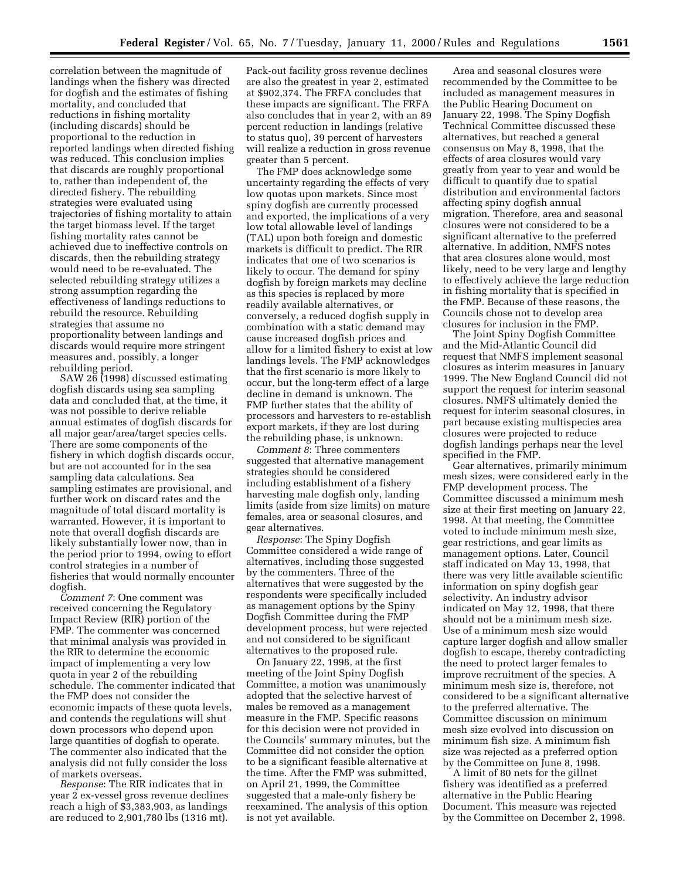correlation between the magnitude of landings when the fishery was directed for dogfish and the estimates of fishing mortality, and concluded that reductions in fishing mortality (including discards) should be proportional to the reduction in reported landings when directed fishing was reduced. This conclusion implies that discards are roughly proportional to, rather than independent of, the directed fishery. The rebuilding strategies were evaluated using trajectories of fishing mortality to attain the target biomass level. If the target fishing mortality rates cannot be achieved due to ineffective controls on discards, then the rebuilding strategy would need to be re-evaluated. The selected rebuilding strategy utilizes a strong assumption regarding the effectiveness of landings reductions to rebuild the resource. Rebuilding strategies that assume no proportionality between landings and discards would require more stringent measures and, possibly, a longer rebuilding period.

SAW 26 (1998) discussed estimating dogfish discards using sea sampling data and concluded that, at the time, it was not possible to derive reliable annual estimates of dogfish discards for all major gear/area/target species cells. There are some components of the fishery in which dogfish discards occur, but are not accounted for in the sea sampling data calculations. Sea sampling estimates are provisional, and further work on discard rates and the magnitude of total discard mortality is warranted. However, it is important to note that overall dogfish discards are likely substantially lower now, than in the period prior to 1994, owing to effort control strategies in a number of fisheries that would normally encounter dogfish.

*Comment 7*: One comment was received concerning the Regulatory Impact Review (RIR) portion of the FMP. The commenter was concerned that minimal analysis was provided in the RIR to determine the economic impact of implementing a very low quota in year 2 of the rebuilding schedule. The commenter indicated that the FMP does not consider the economic impacts of these quota levels, and contends the regulations will shut down processors who depend upon large quantities of dogfish to operate. The commenter also indicated that the analysis did not fully consider the loss of markets overseas.

*Response*: The RIR indicates that in year 2 ex-vessel gross revenue declines reach a high of $3,383,903, as landings are reduced to 2,901,780 lbs (1316 mt). Pack-out facility gross revenue declines are also the greatest in year 2, estimated at $902,374. The FRFA concludes that these impacts are significant. The FRFA also concludes that in year 2, with an 89 percent reduction in landings (relative to status quo), 39 percent of harvesters will realize a reduction in gross revenue greater than 5 percent.

The FMP does acknowledge some uncertainty regarding the effects of very low quotas upon markets. Since most spiny dogfish are currently processed and exported, the implications of a very low total allowable level of landings (TAL) upon both foreign and domestic markets is difficult to predict. The RIR indicates that one of two scenarios is likely to occur. The demand for spiny dogfish by foreign markets may decline as this species is replaced by more readily available alternatives, or conversely, a reduced dogfish supply in combination with a static demand may cause increased dogfish prices and allow for a limited fishery to exist at low landings levels. The FMP acknowledges that the first scenario is more likely to occur, but the long-term effect of a large decline in demand is unknown. The FMP further states that the ability of processors and harvesters to re-establish export markets, if they are lost during the rebuilding phase, is unknown.

*Comment 8*: Three commenters suggested that alternative management strategies should be considered including establishment of a fishery harvesting male dogfish only, landing limits (aside from size limits) on mature females, area or seasonal closures, and gear alternatives.

*Response*: The Spiny Dogfish Committee considered a wide range of alternatives, including those suggested by the commenters. Three of the alternatives that were suggested by the respondents were specifically included as management options by the Spiny Dogfish Committee during the FMP development process, but were rejected and not considered to be significant alternatives to the proposed rule.

On January 22, 1998, at the first meeting of the Joint Spiny Dogfish Committee, a motion was unanimously adopted that the selective harvest of males be removed as a management measure in the FMP. Specific reasons for this decision were not provided in the Councils' summary minutes, but the Committee did not consider the option to be a significant feasible alternative at the time. After the FMP was submitted, on April 21, 1999, the Committee suggested that a male-only fishery be reexamined. The analysis of this option is not yet available.

Area and seasonal closures were recommended by the Committee to be included as management measures in the Public Hearing Document on January 22, 1998. The Spiny Dogfish Technical Committee discussed these alternatives, but reached a general consensus on May 8, 1998, that the effects of area closures would vary greatly from year to year and would be difficult to quantify due to spatial distribution and environmental factors affecting spiny dogfish annual migration. Therefore, area and seasonal closures were not considered to be a significant alternative to the preferred alternative. In addition, NMFS notes that area closures alone would, most likely, need to be very large and lengthy to effectively achieve the large reduction in fishing mortality that is specified in the FMP. Because of these reasons, the Councils chose not to develop area closures for inclusion in the FMP.

The Joint Spiny Dogfish Committee and the Mid-Atlantic Council did request that NMFS implement seasonal closures as interim measures in January 1999. The New England Council did not support the request for interim seasonal closures. NMFS ultimately denied the request for interim seasonal closures, in part because existing multispecies area closures were projected to reduce dogfish landings perhaps near the level specified in the FMP.

Gear alternatives, primarily minimum mesh sizes, were considered early in the FMP development process. The Committee discussed a minimum mesh size at their first meeting on January 22, 1998. At that meeting, the Committee voted to include minimum mesh size, gear restrictions, and gear limits as management options. Later, Council staff indicated on May 13, 1998, that there was very little available scientific information on spiny dogfish gear selectivity. An industry advisor indicated on May 12, 1998, that there should not be a minimum mesh size. Use of a minimum mesh size would capture larger dogfish and allow smaller dogfish to escape, thereby contradicting the need to protect larger females to improve recruitment of the species. A minimum mesh size is, therefore, not considered to be a significant alternative to the preferred alternative. The Committee discussion on minimum mesh size evolved into discussion on minimum fish size. A minimum fish size was rejected as a preferred option by the Committee on June 8, 1998.

A limit of 80 nets for the gillnet fishery was identified as a preferred alternative in the Public Hearing Document. This measure was rejected by the Committee on December 2, 1998.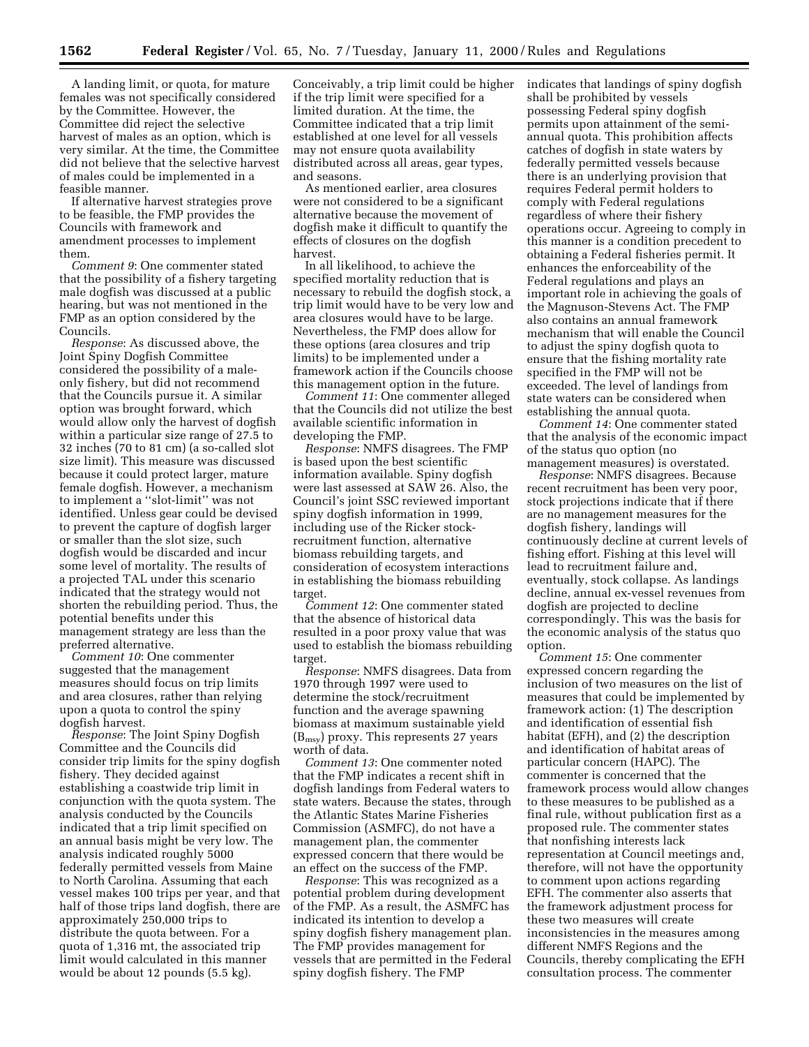A landing limit, or quota, for mature females was not specifically considered by the Committee. However, the Committee did reject the selective harvest of males as an option, which is very similar. At the time, the Committee did not believe that the selective harvest of males could be implemented in a feasible manner.

If alternative harvest strategies prove to be feasible, the FMP provides the Councils with framework and amendment processes to implement them.

*Comment 9*: One commenter stated that the possibility of a fishery targeting male dogfish was discussed at a public hearing, but was not mentioned in the FMP as an option considered by the Councils.

*Response*: As discussed above, the Joint Spiny Dogfish Committee considered the possibility of a male-only fishery, but did not recommend that the Councils pursue it. A similar option was brought forward, which would allow only the harvest of dogfish within a particular size range of 27.5 to 32 inches (70 to 81 cm) (a so-called slot size limit). This measure was discussed because it could protect larger, mature female dogfish. However, a mechanism to implement a ''slot-limit'' was not identified. Unless gear could be devised to prevent the capture of dogfish larger or smaller than the slot size, such dogfish would be discarded and incur some level of mortality. The results of a projected TAL under this scenario indicated that the strategy would not shorten the rebuilding period. Thus, the potential benefits under this management strategy are less than the preferred alternative.

*Comment 10*: One commenter suggested that the management measures should focus on trip limits and area closures, rather than relying upon a quota to control the spiny dogfish harvest.

*Response*: The Joint Spiny Dogfish Committee and the Councils did consider trip limits for the spiny dogfish fishery. They decided against establishing a coastwide trip limit in conjunction with the quota system. The analysis conducted by the Councils indicated that a trip limit specified on an annual basis might be very low. The analysis indicated roughly 5000 federally permitted vessels from Maine to North Carolina. Assuming that each vessel makes 100 trips per year, and that half of those trips land dogfish, there are approximately 250,000 trips to distribute the quota between. For a quota of 1,316 mt, the associated trip limit would calculated in this manner would be about 12 pounds (5.5 kg). Conceivably, a trip limit could be higher if the trip limit were specified for a limited duration. At the time, the Committee indicated that a trip limit established at one level for all vessels may not ensure quota availability distributed across all areas, gear types, and seasons.

As mentioned earlier, area closures were not considered to be a significant alternative because the movement of dogfish make it difficult to quantify the effects of closures on the dogfish harvest.

In all likelihood, to achieve the specified mortality reduction that is necessary to rebuild the dogfish stock, a trip limit would have to be very low and area closures would have to be large. Nevertheless, the FMP does allow for these options (area closures and trip limits) to be implemented under a framework action if the Councils choose this management option in the future.

*Comment 11*: One commenter alleged that the Councils did not utilize the best available scientific information in developing the FMP.

*Response*: NMFS disagrees. The FMP is based upon the best scientific information available. Spiny dogfish were last assessed at SAW 26. Also, the Council's joint SSC reviewed important spiny dogfish information in 1999, including use of the Ricker stock-recruitment function, alternative biomass rebuilding targets, and consideration of ecosystem interactions in establishing the biomass rebuilding target.

*Comment 12*: One commenter stated that the absence of historical data resulted in a poor proxy value that was used to establish the biomass rebuilding target.

*Response*: NMFS disagrees. Data from 1970 through 1997 were used to determine the stock/recruitment function and the average spawning biomass at maximum sustainable yield ($B_{msy}$) proxy. This represents 27 years worth of data.

*Comment 13*: One commenter noted that the FMP indicates a recent shift in dogfish landings from Federal waters to state waters. Because the states, through the Atlantic States Marine Fisheries Commission (ASMFC), do not have a management plan, the commenter expressed concern that there would be an effect on the success of the FMP.

*Response*: This was recognized as a potential problem during development of the FMP. As a result, the ASMFC has indicated its intention to develop a spiny dogfish fishery management plan. The FMP provides management for vessels that are permitted in the Federal spiny dogfish fishery. The FMP indicates that landings of spiny dogfish shall be prohibited by vessels possessing Federal spiny dogfish permits upon attainment of the semi-annual quota. This prohibition affects catches of dogfish in state waters by federally permitted vessels because there is an underlying provision that requires Federal permit holders to comply with Federal regulations regardless of where their fishery operations occur. Agreeing to comply in this manner is a condition precedent to obtaining a Federal fisheries permit. It enhances the enforceability of the Federal regulations and plays an important role in achieving the goals of the Magnuson-Stevens Act. The FMP also contains an annual framework mechanism that will enable the Council to adjust the spiny dogfish quota to ensure that the fishing mortality rate specified in the FMP will not be exceeded. The level of landings from state waters can be considered when establishing the annual quota.

*Comment 14*: One commenter stated that the analysis of the economic impact of the status quo option (no management measures) is overstated.

*Response*: NMFS disagrees. Because recent recruitment has been very poor, stock projections indicate that if there are no management measures for the dogfish fishery, landings will continuously decline at current levels of fishing effort. Fishing at this level will lead to recruitment failure and, eventually, stock collapse. As landings decline, annual ex-vessel revenues from dogfish are projected to decline correspondingly. This was the basis for the economic analysis of the status quo option.

*Comment 15*: One commenter expressed concern regarding the inclusion of two measures on the list of measures that could be implemented by framework action: (1) The description and identification of essential fish habitat (EFH), and (2) the description and identification of habitat areas of particular concern (HAPC). The commenter is concerned that the framework process would allow changes to these measures to be published as a final rule, without publication first as a proposed rule. The commenter states that nonfishing interests lack representation at Council meetings and, therefore, will not have the opportunity to comment upon actions regarding EFH. The commenter also asserts that the framework adjustment process for these two measures will create inconsistencies in the measures among different NMFS Regions and the Councils, thereby complicating the EFH consultation process. The commenter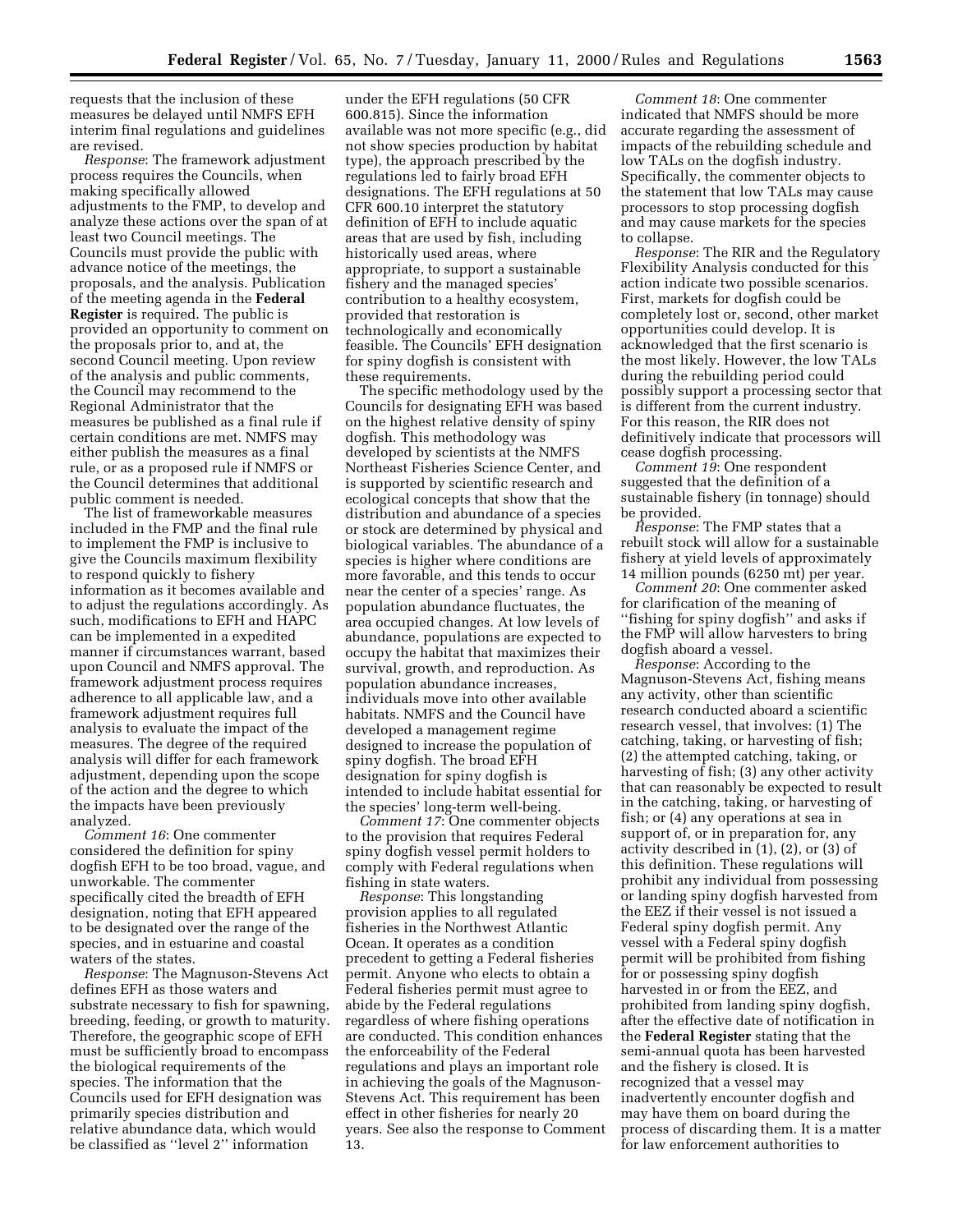requests that the inclusion of these measures be delayed until NMFS EFH interim final regulations and guidelines are revised.

*Response*: The framework adjustment process requires the Councils, when making specifically allowed adjustments to the FMP, to develop and analyze these actions over the span of at least two Council meetings. The Councils must provide the public with advance notice of the meetings, the proposals, and the analysis. Publication of the meeting agenda in the **Federal Register** is required. The public is provided an opportunity to comment on the proposals prior to, and at, the second Council meeting. Upon review of the analysis and public comments, the Council may recommend to the Regional Administrator that the measures be published as a final rule if certain conditions are met. NMFS may either publish the measures as a final rule, or as a proposed rule if NMFS or the Council determines that additional public comment is needed.

The list of frameworkable measures included in the FMP and the final rule to implement the FMP is inclusive to give the Councils maximum flexibility to respond quickly to fishery information as it becomes available and to adjust the regulations accordingly. As such, modifications to EFH and HAPC can be implemented in a expedited manner if circumstances warrant, based upon Council and NMFS approval. The framework adjustment process requires adherence to all applicable law, and a framework adjustment requires full analysis to evaluate the impact of the measures. The degree of the required analysis will differ for each framework adjustment, depending upon the scope of the action and the degree to which the impacts have been previously analyzed.

*Comment 16*: One commenter considered the definition for spiny dogfish EFH to be too broad, vague, and unworkable. The commenter specifically cited the breadth of EFH designation, noting that EFH appeared to be designated over the range of the species, and in estuarine and coastal waters of the states.

*Response*: The Magnuson-Stevens Act defines EFH as those waters and substrate necessary to fish for spawning, breeding, feeding, or growth to maturity. Therefore, the geographic scope of EFH must be sufficiently broad to encompass the biological requirements of the species. The information that the Councils used for EFH designation was primarily species distribution and relative abundance data, which would be classified as ''level 2'' information under the EFH regulations (50 CFR 600.815). Since the information available was not more specific (e.g., did not show species production by habitat type), the approach prescribed by the regulations led to fairly broad EFH designations. The EFH regulations at 50 CFR 600.10 interpret the statutory definition of EFH to include aquatic areas that are used by fish, including historically used areas, where appropriate, to support a sustainable fishery and the managed species' contribution to a healthy ecosystem, provided that restoration is technologically and economically feasible. The Councils' EFH designation for spiny dogfish is consistent with these requirements.

The specific methodology used by the Councils for designating EFH was based on the highest relative density of spiny dogfish. This methodology was developed by scientists at the NMFS Northeast Fisheries Science Center, and is supported by scientific research and ecological concepts that show that the distribution and abundance of a species or stock are determined by physical and biological variables. The abundance of a species is higher where conditions are more favorable, and this tends to occur near the center of a species' range. As population abundance fluctuates, the area occupied changes. At low levels of abundance, populations are expected to occupy the habitat that maximizes their survival, growth, and reproduction. As population abundance increases, individuals move into other available habitats. NMFS and the Council have developed a management regime designed to increase the population of spiny dogfish. The broad EFH designation for spiny dogfish is intended to include habitat essential for the species' long-term well-being.

*Comment 17*: One commenter objects to the provision that requires Federal spiny dogfish vessel permit holders to comply with Federal regulations when fishing in state waters.

*Response*: This longstanding provision applies to all regulated fisheries in the Northwest Atlantic Ocean. It operates as a condition precedent to getting a Federal fisheries permit. Anyone who elects to obtain a Federal fisheries permit must agree to abide by the Federal regulations regardless of where fishing operations are conducted. This condition enhances the enforceability of the Federal regulations and plays an important role in achieving the goals of the Magnuson-Stevens Act. This requirement has been effect in other fisheries for nearly 20 years. See also the response to Comment 13.

*Comment 18*: One commenter indicated that NMFS should be more accurate regarding the assessment of impacts of the rebuilding schedule and low TALs on the dogfish industry. Specifically, the commenter objects to the statement that low TALs may cause processors to stop processing dogfish and may cause markets for the species to collapse.

*Response*: The RIR and the Regulatory Flexibility Analysis conducted for this action indicate two possible scenarios. First, markets for dogfish could be completely lost or, second, other market opportunities could develop. It is acknowledged that the first scenario is the most likely. However, the low TALs during the rebuilding period could possibly support a processing sector that is different from the current industry. For this reason, the RIR does not definitively indicate that processors will cease dogfish processing.

*Comment 19*: One respondent suggested that the definition of a sustainable fishery (in tonnage) should be provided.

*Response*: The FMP states that a rebuilt stock will allow for a sustainable fishery at yield levels of approximately 14 million pounds (6250 mt) per year.

*Comment 20*: One commenter asked for clarification of the meaning of ''fishing for spiny dogfish'' and asks if the FMP will allow harvesters to bring dogfish aboard a vessel.

*Response*: According to the Magnuson-Stevens Act, fishing means any activity, other than scientific research conducted aboard a scientific research vessel, that involves: (1) The catching, taking, or harvesting of fish; (2) the attempted catching, taking, or harvesting of fish; (3) any other activity that can reasonably be expected to result in the catching, taking, or harvesting of fish; or (4) any operations at sea in support of, or in preparation for, any activity described in (1), (2), or (3) of this definition. These regulations will prohibit any individual from possessing or landing spiny dogfish harvested from the EEZ if their vessel is not issued a Federal spiny dogfish permit. Any vessel with a Federal spiny dogfish permit will be prohibited from fishing for or possessing spiny dogfish harvested in or from the EEZ, and prohibited from landing spiny dogfish, after the effective date of notification in the **Federal Register** stating that the semi-annual quota has been harvested and the fishery is closed. It is recognized that a vessel may inadvertently encounter dogfish and may have them on board during the process of discarding them. It is a matter for law enforcement authorities to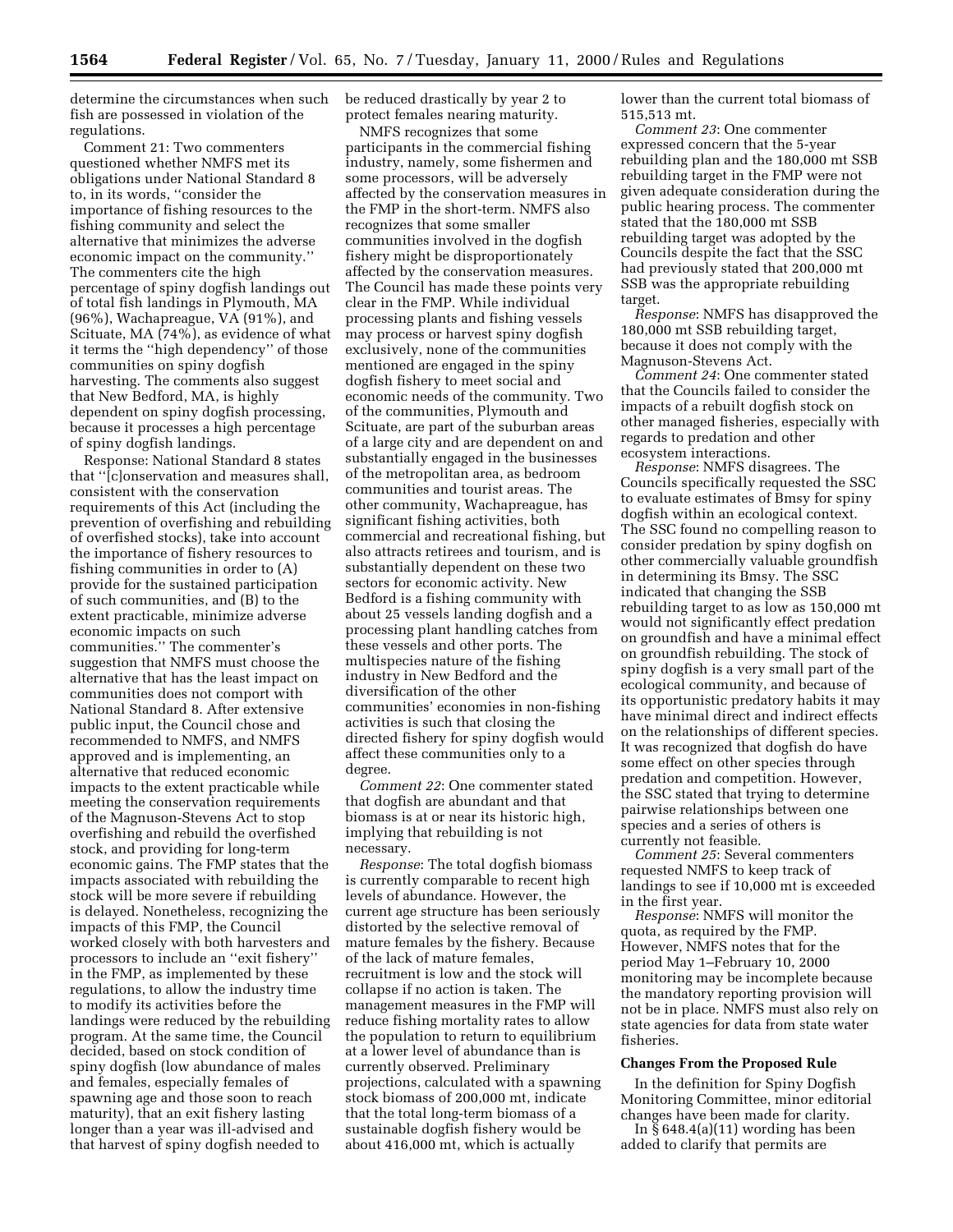determine the circumstances when such fish are possessed in violation of the regulations.

Comment 21: Two commenters questioned whether NMFS met its obligations under National Standard 8 to, in its words, ''consider the importance of fishing resources to the fishing community and select the alternative that minimizes the adverse economic impact on the community.'' The commenters cite the high percentage of spiny dogfish landings out of total fish landings in Plymouth, MA (96%), Wachapreague, VA (91%), and Scituate, MA (74%), as evidence of what it terms the ''high dependency'' of those communities on spiny dogfish harvesting. The comments also suggest that New Bedford, MA, is highly dependent on spiny dogfish processing, because it processes a high percentage of spiny dogfish landings.

Response: National Standard 8 states that ''[c]onservation and measures shall, consistent with the conservation requirements of this Act (including the prevention of overfishing and rebuilding of overfished stocks), take into account the importance of fishery resources to fishing communities in order to (A) provide for the sustained participation of such communities, and (B) to the extent practicable, minimize adverse economic impacts on such communities.'' The commenter's suggestion that NMFS must choose the alternative that has the least impact on communities does not comport with National Standard 8. After extensive public input, the Council chose and recommended to NMFS, and NMFS approved and is implementing, an alternative that reduced economic impacts to the extent practicable while meeting the conservation requirements of the Magnuson-Stevens Act to stop overfishing and rebuild the overfished stock, and providing for long-term economic gains. The FMP states that the impacts associated with rebuilding the stock will be more severe if rebuilding is delayed. Nonetheless, recognizing the impacts of this FMP, the Council worked closely with both harvesters and processors to include an ''exit fishery'' in the FMP, as implemented by these regulations, to allow the industry time to modify its activities before the landings were reduced by the rebuilding program. At the same time, the Council decided, based on stock condition of spiny dogfish (low abundance of males and females, especially females of spawning age and those soon to reach maturity), that an exit fishery lasting longer than a year was ill-advised and that harvest of spiny dogfish needed to be reduced drastically by year 2 to protect females nearing maturity.

NMFS recognizes that some participants in the commercial fishing industry, namely, some fishermen and some processors, will be adversely affected by the conservation measures in the FMP in the short-term. NMFS also recognizes that some smaller communities involved in the dogfish fishery might be disproportionately affected by the conservation measures. The Council has made these points very clear in the FMP. While individual processing plants and fishing vessels may process or harvest spiny dogfish exclusively, none of the communities mentioned are engaged in the spiny dogfish fishery to meet social and economic needs of the community. Two of the communities, Plymouth and Scituate, are part of the suburban areas of a large city and are dependent on and substantially engaged in the businesses of the metropolitan area, as bedroom communities and tourist areas. The other community, Wachapreague, has significant fishing activities, both commercial and recreational fishing, but also attracts retirees and tourism, and is substantially dependent on these two sectors for economic activity. New Bedford is a fishing community with about 25 vessels landing dogfish and a processing plant handling catches from these vessels and other ports. The multispecies nature of the fishing industry in New Bedford and the diversification of the other communities' economies in non-fishing activities is such that closing the directed fishery for spiny dogfish would affect these communities only to a degree.

*Comment 22*: One commenter stated that dogfish are abundant and that biomass is at or near its historic high, implying that rebuilding is not necessary.

*Response*: The total dogfish biomass is currently comparable to recent high levels of abundance. However, the current age structure has been seriously distorted by the selective removal of mature females by the fishery. Because of the lack of mature females, recruitment is low and the stock will collapse if no action is taken. The management measures in the FMP will reduce fishing mortality rates to allow the population to return to equilibrium at a lower level of abundance than is currently observed. Preliminary projections, calculated with a spawning stock biomass of 200,000 mt, indicate that the total long-term biomass of a sustainable dogfish fishery would be about 416,000 mt, which is actually lower than the current total biomass of 515,513 mt.

*Comment 23*: One commenter expressed concern that the 5-year rebuilding plan and the 180,000 mt SSB rebuilding target in the FMP were not given adequate consideration during the public hearing process. The commenter stated that the 180,000 mt SSB rebuilding target was adopted by the Councils despite the fact that the SSC had previously stated that 200,000 mt SSB was the appropriate rebuilding target.

*Response*: NMFS has disapproved the 180,000 mt SSB rebuilding target, because it does not comply with the Magnuson-Stevens Act.

*Comment 24*: One commenter stated that the Councils failed to consider the impacts of a rebuilt dogfish stock on other managed fisheries, especially with regards to predation and other ecosystem interactions.

*Response*: NMFS disagrees. The Councils specifically requested the SSC to evaluate estimates of Bmsy for spiny dogfish within an ecological context. The SSC found no compelling reason to consider predation by spiny dogfish on other commercially valuable groundfish in determining its Bmsy. The SSC indicated that changing the SSB rebuilding target to as low as 150,000 mt would not significantly effect predation on groundfish and have a minimal effect on groundfish rebuilding. The stock of spiny dogfish is a very small part of the ecological community, and because of its opportunistic predatory habits it may have minimal direct and indirect effects on the relationships of different species. It was recognized that dogfish do have some effect on other species through predation and competition. However, the SSC stated that trying to determine pairwise relationships between one species and a series of others is currently not feasible.

*Comment 25*: Several commenters requested NMFS to keep track of landings to see if 10,000 mt is exceeded in the first year.

*Response*: NMFS will monitor the quota, as required by the FMP. However, NMFS notes that for the period May 1–February 10, 2000 monitoring may be incomplete because the mandatory reporting provision will not be in place. NMFS must also rely on state agencies for data from state water fisheries.

**Changes From the Proposed Rule**

In the definition for Spiny Dogfish Monitoring Committee, minor editorial changes have been made for clarity.

In § 648.4(a)(11) wording has been added to clarify that permits are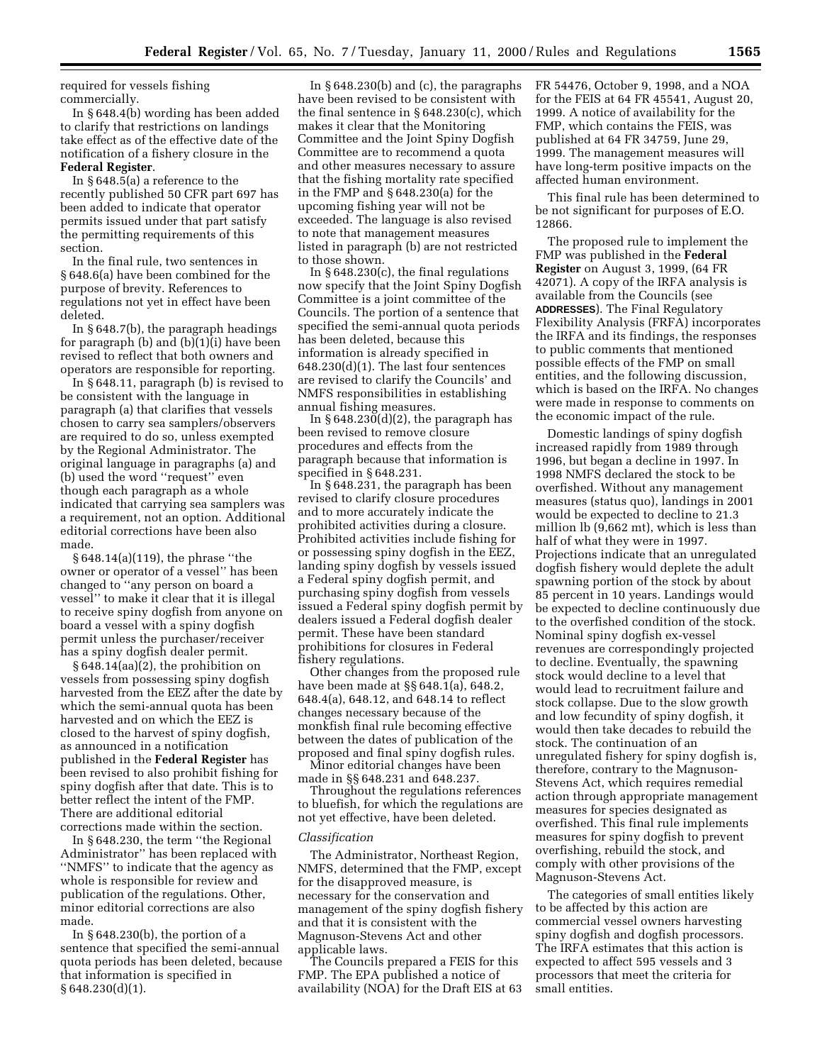required for vessels fishing commercially.

In § 648.4(b) wording has been added to clarify that restrictions on landings take effect as of the effective date of the notification of a fishery closure in the **Federal Register**.

In § 648.5(a) a reference to the recently published 50 CFR part 697 has been added to indicate that operator permits issued under that part satisfy the permitting requirements of this section.

In the final rule, two sentences in § 648.6(a) have been combined for the purpose of brevity. References to regulations not yet in effect have been deleted.

In § 648.7(b), the paragraph headings for paragraph (b) and (b)(1)(i) have been revised to reflect that both owners and operators are responsible for reporting.

In § 648.11, paragraph (b) is revised to be consistent with the language in paragraph (a) that clarifies that vessels chosen to carry sea samplers/observers are required to do so, unless exempted by the Regional Administrator. The original language in paragraphs (a) and (b) used the word ''request'' even though each paragraph as a whole indicated that carrying sea samplers was a requirement, not an option. Additional editorial corrections have been also made.

§ 648.14(a)(119), the phrase ''the owner or operator of a vessel'' has been changed to ''any person on board a vessel'' to make it clear that it is illegal to receive spiny dogfish from anyone on board a vessel with a spiny dogfish permit unless the purchaser/receiver has a spiny dogfish dealer permit.

§ 648.14(aa)(2), the prohibition on vessels from possessing spiny dogfish harvested from the EEZ after the date by which the semi-annual quota has been harvested and on which the EEZ is closed to the harvest of spiny dogfish, as announced in a notification published in the **Federal Register** has been revised to also prohibit fishing for spiny dogfish after that date. This is to better reflect the intent of the FMP. There are additional editorial corrections made within the section.

In § 648.230, the term ''the Regional Administrator'' has been replaced with ''NMFS'' to indicate that the agency as whole is responsible for review and publication of the regulations. Other, minor editorial corrections are also made.

In § 648.230(b), the portion of a sentence that specified the semi-annual quota periods has been deleted, because that information is specified in § 648.230(d)(1).

In § 648.230(b) and (c), the paragraphs have been revised to be consistent with the final sentence in § 648.230(c), which makes it clear that the Monitoring Committee and the Joint Spiny Dogfish Committee are to recommend a quota and other measures necessary to assure that the fishing mortality rate specified in the FMP and § 648.230(a) for the upcoming fishing year will not be exceeded. The language is also revised to note that management measures listed in paragraph (b) are not restricted to those shown.

In § 648.230(c), the final regulations now specify that the Joint Spiny Dogfish Committee is a joint committee of the Councils. The portion of a sentence that specified the semi-annual quota periods has been deleted, because this information is already specified in 648.230(d)(1). The last four sentences are revised to clarify the Councils' and NMFS responsibilities in establishing annual fishing measures.

In § 648.230(d)(2), the paragraph has been revised to remove closure procedures and effects from the paragraph because that information is specified in § 648.231.

In § 648.231, the paragraph has been revised to clarify closure procedures and to more accurately indicate the prohibited activities during a closure. Prohibited activities include fishing for or possessing spiny dogfish in the EEZ, landing spiny dogfish by vessels issued a Federal spiny dogfish permit, and purchasing spiny dogfish from vessels issued a Federal spiny dogfish permit by dealers issued a Federal dogfish dealer permit. These have been standard prohibitions for closures in Federal fishery regulations.

Other changes from the proposed rule have been made at §§ 648.1(a), 648.2, 648.4(a), 648.12, and 648.14 to reflect changes necessary because of the monkfish final rule becoming effective between the dates of publication of the proposed and final spiny dogfish rules.

Minor editorial changes have been made in §§ 648.231 and 648.237.

Throughout the regulations references to bluefish, for which the regulations are not yet effective, have been deleted.

### *Classification*

The Administrator, Northeast Region, NMFS, determined that the FMP, except for the disapproved measure, is necessary for the conservation and management of the spiny dogfish fishery and that it is consistent with the Magnuson-Stevens Act and other applicable laws.

The Councils prepared a FEIS for this FMP. The EPA published a notice of availability (NOA) for the Draft EIS at 63 FR 54476, October 9, 1998, and a NOA for the FEIS at 64 FR 45541, August 20, 1999. A notice of availability for the FMP, which contains the FEIS, was published at 64 FR 34759, June 29, 1999. The management measures will have long-term positive impacts on the affected human environment.

This final rule has been determined to be not significant for purposes of E.O. 12866.

The proposed rule to implement the FMP was published in the **Federal Register** on August 3, 1999, (64 FR 42071). A copy of the IRFA analysis is available from the Councils (see **ADDRESSES**). The Final Regulatory Flexibility Analysis (FRFA) incorporates the IRFA and its findings, the responses to public comments that mentioned possible effects of the FMP on small entities, and the following discussion, which is based on the IRFA. No changes were made in response to comments on the economic impact of the rule.

Domestic landings of spiny dogfish increased rapidly from 1989 through 1996, but began a decline in 1997. In 1998 NMFS declared the stock to be overfished. Without any management measures (status quo), landings in 2001 would be expected to decline to 21.3 million lb (9,662 mt), which is less than half of what they were in 1997. Projections indicate that an unregulated dogfish fishery would deplete the adult spawning portion of the stock by about 85 percent in 10 years. Landings would be expected to decline continuously due to the overfished condition of the stock. Nominal spiny dogfish ex-vessel revenues are correspondingly projected to decline. Eventually, the spawning stock would decline to a level that would lead to recruitment failure and stock collapse. Due to the slow growth and low fecundity of spiny dogfish, it would then take decades to rebuild the stock. The continuation of an unregulated fishery for spiny dogfish is, therefore, contrary to the Magnuson-Stevens Act, which requires remedial action through appropriate management measures for species designated as overfished. This final rule implements measures for spiny dogfish to prevent overfishing, rebuild the stock, and comply with other provisions of the Magnuson-Stevens Act.

The categories of small entities likely to be affected by this action are commercial vessel owners harvesting spiny dogfish and dogfish processors. The IRFA estimates that this action is expected to affect 595 vessels and 3 processors that meet the criteria for small entities.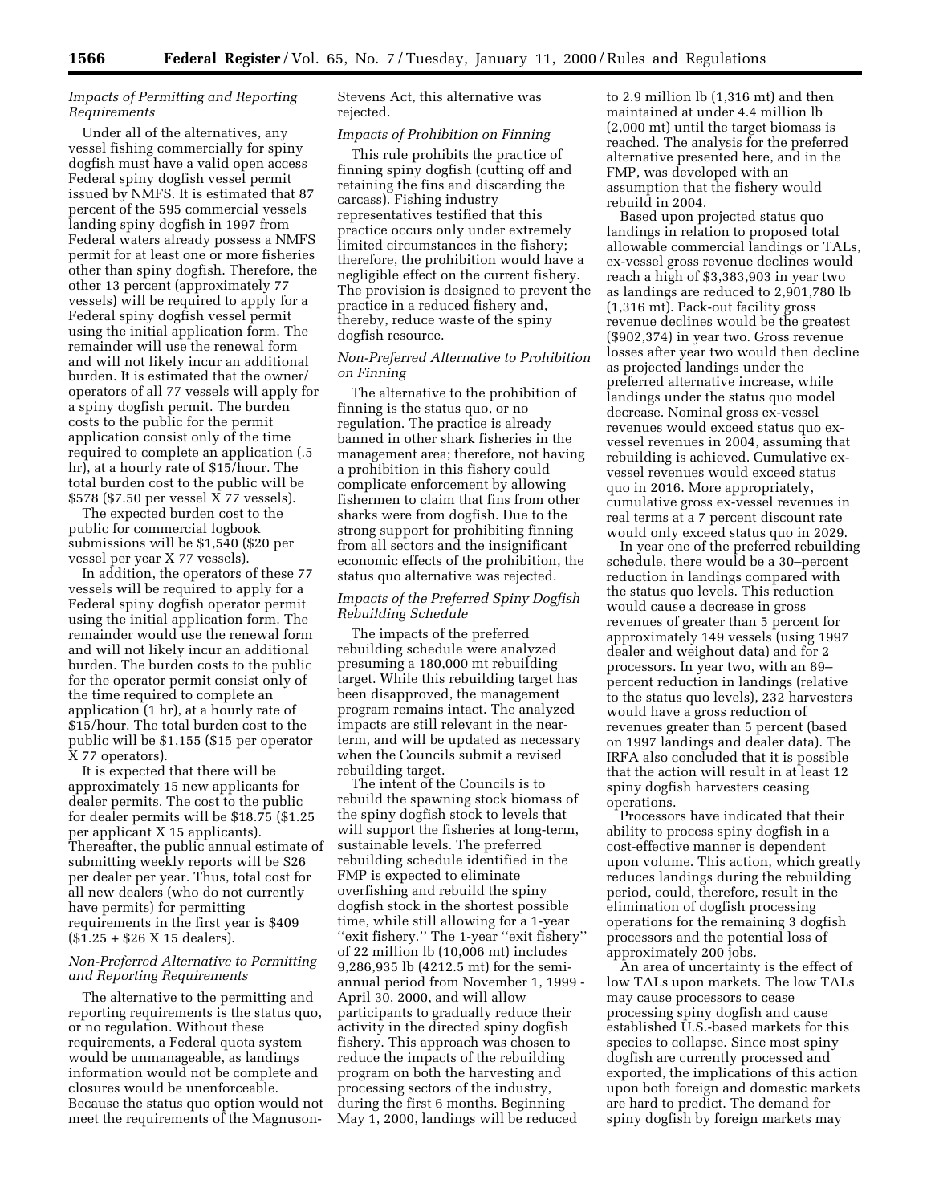### *Impacts of Permitting and Reporting Requirements*

Under all of the alternatives, any vessel fishing commercially for spiny dogfish must have a valid open access Federal spiny dogfish vessel permit issued by NMFS. It is estimated that 87 percent of the 595 commercial vessels landing spiny dogfish in 1997 from Federal waters already possess a NMFS permit for at least one or more fisheries other than spiny dogfish. Therefore, the other 13 percent (approximately 77 vessels) will be required to apply for a Federal spiny dogfish vessel permit using the initial application form. The remainder will use the renewal form and will not likely incur an additional burden. It is estimated that the owner/operators of all 77 vessels will apply for a spiny dogfish permit. The burden costs to the public for the permit application consist only of the time required to complete an application (.5 hr), at a hourly rate of $15/hour. The total burden cost to the public will be $578 ($7.50 per vessel X 77 vessels).

The expected burden cost to the public for commercial logbook submissions will be $1,540 ($20 per vessel per year X 77 vessels).

In addition, the operators of these 77 vessels will be required to apply for a Federal spiny dogfish operator permit using the initial application form. The remainder would use the renewal form and will not likely incur an additional burden. The burden costs to the public for the operator permit consist only of the time required to complete an application (1 hr), at a hourly rate of $15/hour. The total burden cost to the public will be $1,155 ($15 per operator X 77 operators).

It is expected that there will be approximately 15 new applicants for dealer permits. The cost to the public for dealer permits will be $18.75 ($1.25 per applicant X 15 applicants). Thereafter, the public annual estimate of submitting weekly reports will be $26 per dealer per year. Thus, total cost for all new dealers (who do not currently have permits) for permitting requirements in the first year is $409 ($1.25 + $26 X 15 dealers).

### *Non-Preferred Alternative to Permitting and Reporting Requirements*

The alternative to the permitting and reporting requirements is the status quo, or no regulation. Without these requirements, a Federal quota system would be unmanageable, as landings information would not be complete and closures would be unenforceable. Because the status quo option would not meet the requirements of the Magnuson-Stevens Act, this alternative was rejected.

### *Impacts of Prohibition on Finning*

This rule prohibits the practice of finning spiny dogfish (cutting off and retaining the fins and discarding the carcass). Fishing industry representatives testified that this practice occurs only under extremely limited circumstances in the fishery; therefore, the prohibition would have a negligible effect on the current fishery. The provision is designed to prevent the practice in a reduced fishery and, thereby, reduce waste of the spiny dogfish resource.

### *Non-Preferred Alternative to Prohibition on Finning*

The alternative to the prohibition of finning is the status quo, or no regulation. The practice is already banned in other shark fisheries in the management area; therefore, not having a prohibition in this fishery could complicate enforcement by allowing fishermen to claim that fins from other sharks were from dogfish. Due to the strong support for prohibiting finning from all sectors and the insignificant economic effects of the prohibition, the status quo alternative was rejected.

### *Impacts of the Preferred Spiny Dogfish Rebuilding Schedule*

The impacts of the preferred rebuilding schedule were analyzed presuming a 180,000 mt rebuilding target. While this rebuilding target has been disapproved, the management program remains intact. The analyzed impacts are still relevant in the near-term, and will be updated as necessary when the Councils submit a revised rebuilding target.

The intent of the Councils is to rebuild the spawning stock biomass of the spiny dogfish stock to levels that will support the fisheries at long-term, sustainable levels. The preferred rebuilding schedule identified in the FMP is expected to eliminate overfishing and rebuild the spiny dogfish stock in the shortest possible time, while still allowing for a 1-year "exit fishery." The 1-year "exit fishery" of 22 million lb (10,006 mt) includes 9,286,935 lb (4212.5 mt) for the semi-annual period from November 1, 1999 - April 30, 2000, and will allow participants to gradually reduce their activity in the directed spiny dogfish fishery. This approach was chosen to reduce the impacts of the rebuilding program on both the harvesting and processing sectors of the industry, during the first 6 months. Beginning May 1, 2000, landings will be reduced to 2.9 million lb (1,316 mt) and then maintained at under 4.4 million lb (2,000 mt) until the target biomass is reached. The analysis for the preferred alternative presented here, and in the FMP, was developed with an assumption that the fishery would rebuild in 2004.

Based upon projected status quo landings in relation to proposed total allowable commercial landings or TALs, ex-vessel gross revenue declines would reach a high of $3,383,903 in year two as landings are reduced to 2,901,780 lb (1,316 mt). Pack-out facility gross revenue declines would be the greatest ($902,374) in year two. Gross revenue losses after year two would then decline as projected landings under the preferred alternative increase, while landings under the status quo model decrease. Nominal gross ex-vessel revenues would exceed status quo ex-vessel revenues in 2004, assuming that rebuilding is achieved. Cumulative ex-vessel revenues would exceed status quo in 2016. More appropriately, cumulative gross ex-vessel revenues in real terms at a 7 percent discount rate would only exceed status quo in 2029.

In year one of the preferred rebuilding schedule, there would be a 30–percent reduction in landings compared with the status quo levels. This reduction would cause a decrease in gross revenues of greater than 5 percent for approximately 149 vessels (using 1997 dealer and weighout data) and for 2 processors. In year two, with an 89–percent reduction in landings (relative to the status quo levels), 232 harvesters would have a gross reduction of revenues greater than 5 percent (based on 1997 landings and dealer data). The IRFA also concluded that it is possible that the action will result in at least 12 spiny dogfish harvesters ceasing operations.

Processors have indicated that their ability to process spiny dogfish in a cost-effective manner is dependent upon volume. This action, which greatly reduces landings during the rebuilding period, could, therefore, result in the elimination of dogfish processing operations for the remaining 3 dogfish processors and the potential loss of approximately 200 jobs.

An area of uncertainty is the effect of low TALs upon markets. The low TALs may cause processors to cease processing spiny dogfish and cause established U.S.-based markets for this species to collapse. Since most spiny dogfish are currently processed and exported, the implications of this action upon both foreign and domestic markets are hard to predict. The demand for spiny dogfish by foreign markets may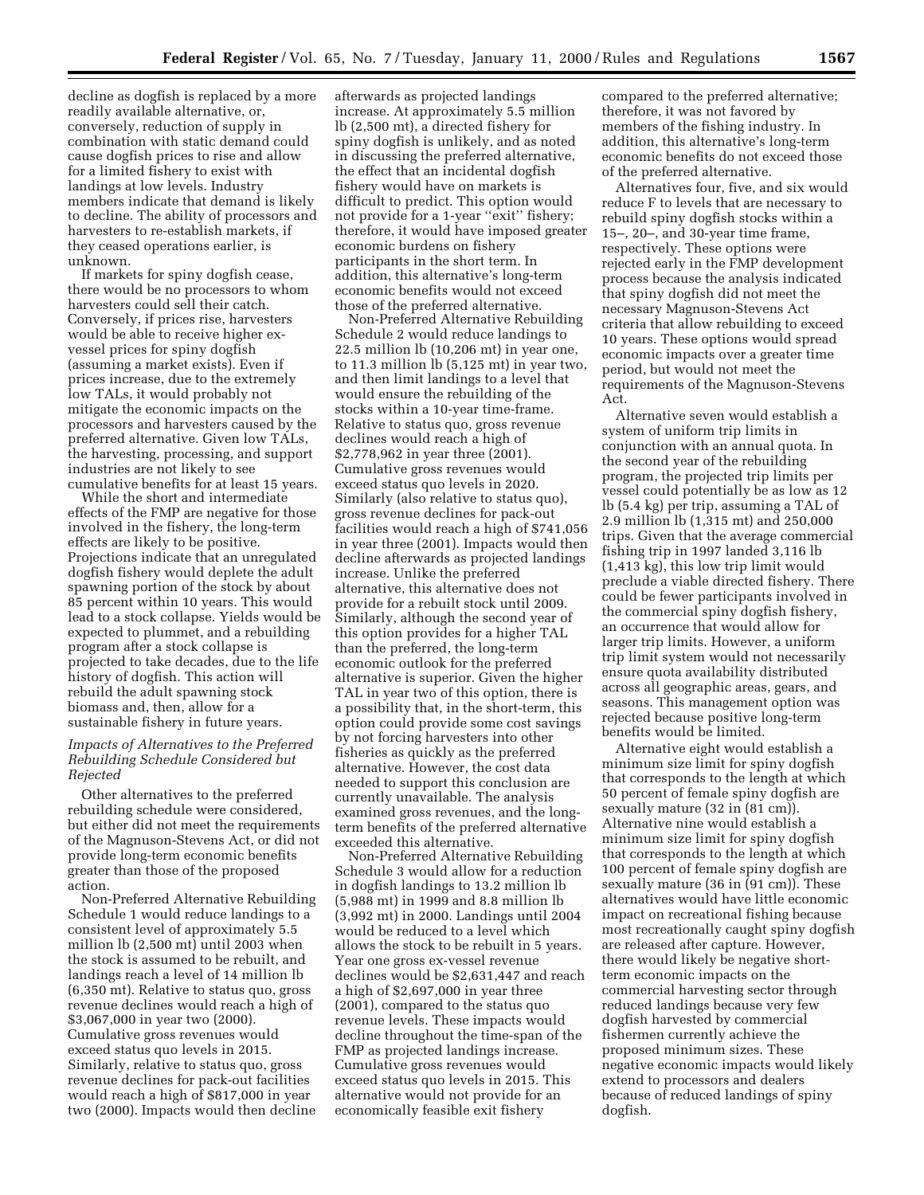decline as dogfish is replaced by a more readily available alternative, or, conversely, reduction of supply in combination with static demand could cause dogfish prices to rise and allow for a limited fishery to exist with landings at low levels. Industry members indicate that demand is likely to decline. The ability of processors and harvesters to re-establish markets, if they ceased operations earlier, is unknown.

If markets for spiny dogfish cease, there would be no processors to whom harvesters could sell their catch. Conversely, if prices rise, harvesters would be able to receive higher ex-vessel prices for spiny dogfish (assuming a market exists). Even if prices increase, due to the extremely low TALs, it would probably not mitigate the economic impacts on the processors and harvesters caused by the preferred alternative. Given low TALs, the harvesting, processing, and support industries are not likely to see cumulative benefits for at least 15 years.

While the short and intermediate effects of the FMP are negative for those involved in the fishery, the long-term effects are likely to be positive. Projections indicate that an unregulated dogfish fishery would deplete the adult spawning portion of the stock by about 85 percent within 10 years. This would lead to a stock collapse. Yields would be expected to plummet, and a rebuilding program after a stock collapse is projected to take decades, due to the life history of dogfish. This action will rebuild the adult spawning stock biomass and, then, allow for a sustainable fishery in future years.

*Impacts of Alternatives to the Preferred Rebuilding Schedule Considered but Rejected*

Other alternatives to the preferred rebuilding schedule were considered, but either did not meet the requirements of the Magnuson-Stevens Act, or did not provide long-term economic benefits greater than those of the proposed action.

Non-Preferred Alternative Rebuilding Schedule 1 would reduce landings to a consistent level of approximately 5.5 million lb (2,500 mt) until 2003 when the stock is assumed to be rebuilt, and landings reach a level of 14 million lb (6,350 mt). Relative to status quo, gross revenue declines would reach a high of $3,067,000 in year two (2000). Cumulative gross revenues would exceed status quo levels in 2015. Similarly, relative to status quo, gross revenue declines for pack-out facilities would reach a high of $817,000 in year two (2000). Impacts would then decline afterwards as projected landings increase. At approximately 5.5 million lb (2,500 mt), a directed fishery for spiny dogfish is unlikely, and as noted in discussing the preferred alternative, the effect that an incidental dogfish fishery would have on markets is difficult to predict. This option would not provide for a 1-year ''exit'' fishery; therefore, it would have imposed greater economic burdens on fishery participants in the short term. In addition, this alternative's long-term economic benefits would not exceed those of the preferred alternative.

Non-Preferred Alternative Rebuilding Schedule 2 would reduce landings to 22.5 million lb (10,206 mt) in year one, to 11.3 million lb (5,125 mt) in year two, and then limit landings to a level that would ensure the rebuilding of the stocks within a 10-year time-frame. Relative to status quo, gross revenue declines would reach a high of $2,778,962 in year three (2001). Cumulative gross revenues would exceed status quo levels in 2020. Similarly (also relative to status quo), gross revenue declines for pack-out facilities would reach a high of $741,056 in year three (2001). Impacts would then decline afterwards as projected landings increase. Unlike the preferred alternative, this alternative does not provide for a rebuilt stock until 2009. Similarly, although the second year of this option provides for a higher TAL than the preferred, the long-term economic outlook for the preferred alternative is superior. Given the higher TAL in year two of this option, there is a possibility that, in the short-term, this option could provide some cost savings by not forcing harvesters into other fisheries as quickly as the preferred alternative. However, the cost data needed to support this conclusion are currently unavailable. The analysis examined gross revenues, and the long-term benefits of the preferred alternative exceeded this alternative.

Non-Preferred Alternative Rebuilding Schedule 3 would allow for a reduction in dogfish landings to 13.2 million lb (5,988 mt) in 1999 and 8.8 million lb (3,992 mt) in 2000. Landings until 2004 would be reduced to a level which allows the stock to be rebuilt in 5 years. Year one gross ex-vessel revenue declines would be $2,631,447 and reach a high of $2,697,000 in year three (2001), compared to the status quo revenue levels. These impacts would decline throughout the time-span of the FMP as projected landings increase. Cumulative gross revenues would exceed status quo levels in 2015. This alternative would not provide for an economically feasible exit fishery compared to the preferred alternative; therefore, it was not favored by members of the fishing industry. In addition, this alternative's long-term economic benefits do not exceed those of the preferred alternative.

Alternatives four, five, and six would reduce F to levels that are necessary to rebuild spiny dogfish stocks within a 15–, 20–, and 30-year time frame, respectively. These options were rejected early in the FMP development process because the analysis indicated that spiny dogfish did not meet the necessary Magnuson-Stevens Act criteria that allow rebuilding to exceed 10 years. These options would spread economic impacts over a greater time period, but would not meet the requirements of the Magnuson-Stevens Act.

Alternative seven would establish a system of uniform trip limits in conjunction with an annual quota. In the second year of the rebuilding program, the projected trip limits per vessel could potentially be as low as 12 lb (5.4 kg) per trip, assuming a TAL of 2.9 million lb (1,315 mt) and 250,000 trips. Given that the average commercial fishing trip in 1997 landed 3,116 lb (1,413 kg), this low trip limit would preclude a viable directed fishery. There could be fewer participants involved in the commercial spiny dogfish fishery, an occurrence that would allow for larger trip limits. However, a uniform trip limit system would not necessarily ensure quota availability distributed across all geographic areas, gears, and seasons. This management option was rejected because positive long-term benefits would be limited.

Alternative eight would establish a minimum size limit for spiny dogfish that corresponds to the length at which 50 percent of female spiny dogfish are sexually mature (32 in (81 cm)). Alternative nine would establish a minimum size limit for spiny dogfish that corresponds to the length at which 100 percent of female spiny dogfish are sexually mature (36 in (91 cm)). These alternatives would have little economic impact on recreational fishing because most recreationally caught spiny dogfish are released after capture. However, there would likely be negative short-term economic impacts on the commercial harvesting sector through reduced landings because very few dogfish harvested by commercial fishermen currently achieve the proposed minimum sizes. These negative economic impacts would likely extend to processors and dealers because of reduced landings of spiny dogfish.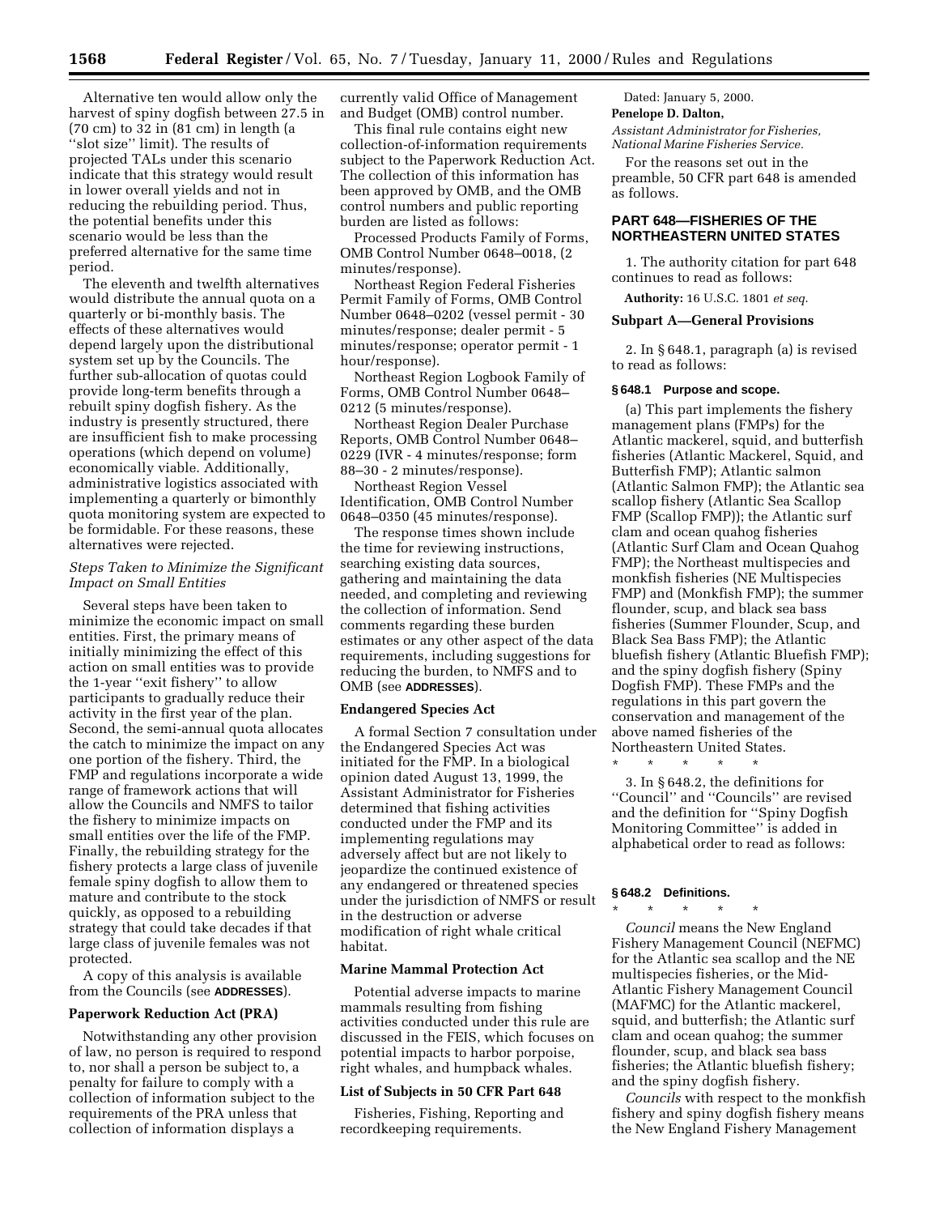Alternative ten would allow only the harvest of spiny dogfish between 27.5 in (70 cm) to 32 in (81 cm) in length (a ''slot size'' limit). The results of projected TALs under this scenario indicate that this strategy would result in lower overall yields and not in reducing the rebuilding period. Thus, the potential benefits under this scenario would be less than the preferred alternative for the same time period.

The eleventh and twelfth alternatives would distribute the annual quota on a quarterly or bi-monthly basis. The effects of these alternatives would depend largely upon the distributional system set up by the Councils. The further sub-allocation of quotas could provide long-term benefits through a rebuilt spiny dogfish fishery. As the industry is presently structured, there are insufficient fish to make processing operations (which depend on volume) economically viable. Additionally, administrative logistics associated with implementing a quarterly or bimonthly quota monitoring system are expected to be formidable. For these reasons, these alternatives were rejected.

*Steps Taken to Minimize the Significant Impact on Small Entities*

Several steps have been taken to minimize the economic impact on small entities. First, the primary means of initially minimizing the effect of this action on small entities was to provide the 1-year ''exit fishery'' to allow participants to gradually reduce their activity in the first year of the plan. Second, the semi-annual quota allocates the catch to minimize the impact on any one portion of the fishery. Third, the FMP and regulations incorporate a wide range of framework actions that will allow the Councils and NMFS to tailor the fishery to minimize impacts on small entities over the life of the FMP. Finally, the rebuilding strategy for the fishery protects a large class of juvenile female spiny dogfish to allow them to mature and contribute to the stock quickly, as opposed to a rebuilding strategy that could take decades if that large class of juvenile females was not protected.

A copy of this analysis is available from the Councils (see **ADDRESSES**).

**Paperwork Reduction Act (PRA)**

Notwithstanding any other provision of law, no person is required to respond to, nor shall a person be subject to, a penalty for failure to comply with a collection of information subject to the requirements of the PRA unless that collection of information displays a currently valid Office of Management and Budget (OMB) control number.

This final rule contains eight new collection-of-information requirements subject to the Paperwork Reduction Act. The collection of this information has been approved by OMB, and the OMB control numbers and public reporting burden are listed as follows:

Processed Products Family of Forms, OMB Control Number 0648–0018, (2 minutes/response).

Northeast Region Federal Fisheries Permit Family of Forms, OMB Control Number 0648–0202 (vessel permit - 30 minutes/response; dealer permit - 5 minutes/response; operator permit - 1 hour/response).

Northeast Region Logbook Family of Forms, OMB Control Number 0648–0212 (5 minutes/response).

Northeast Region Dealer Purchase Reports, OMB Control Number 0648–0229 (IVR - 4 minutes/response; form 88–30 - 2 minutes/response).

Northeast Region Vessel Identification, OMB Control Number 0648–0350 (45 minutes/response).

The response times shown include the time for reviewing instructions, searching existing data sources, gathering and maintaining the data needed, and completing and reviewing the collection of information. Send comments regarding these burden estimates or any other aspect of the data requirements, including suggestions for reducing the burden, to NMFS and to OMB (see **ADDRESSES**).

**Endangered Species Act**

A formal Section 7 consultation under the Endangered Species Act was initiated for the FMP. In a biological opinion dated August 13, 1999, the Assistant Administrator for Fisheries determined that fishing activities conducted under the FMP and its implementing regulations may adversely affect but are not likely to jeopardize the continued existence of any endangered or threatened species under the jurisdiction of NMFS or result in the destruction or adverse modification of right whale critical habitat.

**Marine Mammal Protection Act**

Potential adverse impacts to marine mammals resulting from fishing activities conducted under this rule are discussed in the FEIS, which focuses on potential impacts to harbor porpoise, right whales, and humpback whales.

**List of Subjects in 50 CFR Part 648**

Fisheries, Fishing, Reporting and recordkeeping requirements.

Dated: January 5, 2000.

**Penelope D. Dalton,**

*Assistant Administrator for Fisheries, National Marine Fisheries Service.*

For the reasons set out in the preamble, 50 CFR part 648 is amended as follows:

## PART 648—FISHERIES OF THE NORTHEASTERN UNITED STATES

1. The authority citation for part 648 continues to read as follows:

**Authority:** 16 U.S.C. 1801 *et seq.*

### Subpart A—General Provisions

2. In § 648.1, paragraph (a) is revised to read as follows:

**§ 648.1 Purpose and scope.**

(a) This part implements the fishery management plans (FMPs) for the Atlantic mackerel, squid, and butterfish fisheries (Atlantic Mackerel, Squid, and Butterfish FMP); Atlantic salmon (Atlantic Salmon FMP); the Atlantic sea scallop fishery (Atlantic Sea Scallop FMP (Scallop FMP)); the Atlantic surf clam and ocean quahog fisheries (Atlantic Surf Clam and Ocean Quahog FMP); the Northeast multispecies and monkfish fisheries (NE Multispecies FMP) and (Monkfish FMP); the summer flounder, scup, and black sea bass fisheries (Summer Flounder, Scup, and Black Sea Bass FMP); the Atlantic bluefish fishery (Atlantic Bluefish FMP); and the spiny dogfish fishery (Spiny Dogfish FMP). These FMPs and the regulations in this part govern the conservation and management of the above named fisheries of the Northeastern United States.

\* \* \* \* \*

3. In § 648.2, the definitions for ''Council'' and ''Councils'' are revised and the definition for ''Spiny Dogfish Monitoring Committee'' is added in alphabetical order to read as follows:

**§ 648.2 Definitions.**

\* \* \* \* \*

*Council* means the New England Fishery Management Council (NEFMC) for the Atlantic sea scallop and the NE multispecies fisheries, or the Mid-Atlantic Fishery Management Council (MAFMC) for the Atlantic mackerel, squid, and butterfish; the Atlantic surf clam and ocean quahog; the summer flounder, scup, and black sea bass fisheries; the Atlantic bluefish fishery; and the spiny dogfish fishery.

*Councils* with respect to the monkfish fishery and spiny dogfish fishery means the New England Fishery Management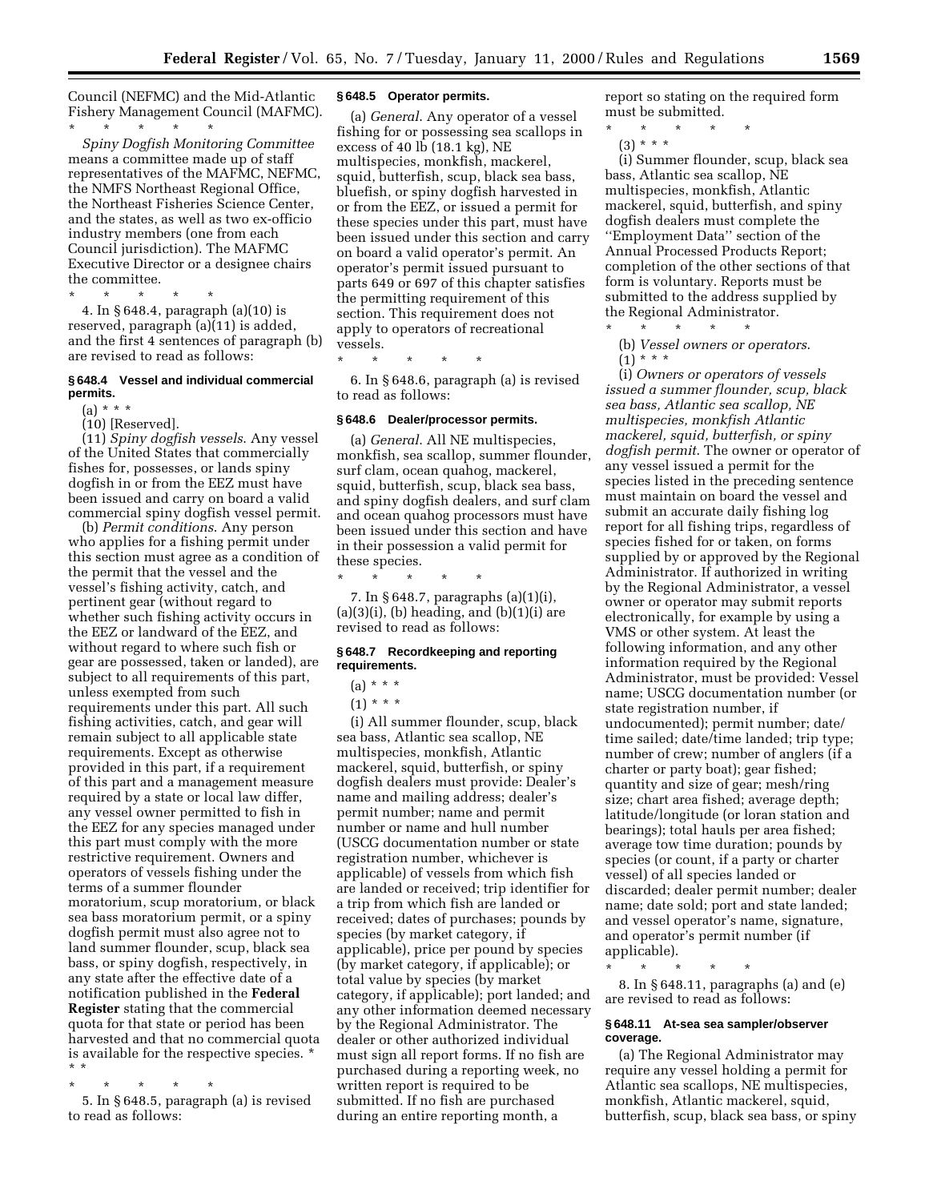Council (NEFMC) and the Mid-Atlantic Fishery Management Council (MAFMC).

\* \* \* \* \*

*Spiny Dogfish Monitoring Committee* means a committee made up of staff representatives of the MAFMC, NEFMC, the NMFS Northeast Regional Office, the Northeast Fisheries Science Center, and the states, as well as two ex-officio industry members (one from each Council jurisdiction). The MAFMC Executive Director or a designee chairs the committee.

\* \* \* \* \*

4. In § 648.4, paragraph (a)(10) is reserved, paragraph (a)(11) is added, and the first 4 sentences of paragraph (b) are revised to read as follows:

### § 648.4 Vessel and individual commercial permits.

(a) \* \* \*

(10) [Reserved].

(11) *Spiny dogfish vessels.* Any vessel of the United States that commercially fishes for, possesses, or lands spiny dogfish in or from the EEZ must have been issued and carry on board a valid commercial spiny dogfish vessel permit.

(b) *Permit conditions.* Any person who applies for a fishing permit under this section must agree as a condition of the permit that the vessel and the vessel's fishing activity, catch, and pertinent gear (without regard to whether such fishing activity occurs in the EEZ or landward of the EEZ, and without regard to where such fish or gear are possessed, taken or landed), are subject to all requirements of this part, unless exempted from such requirements under this part. All such fishing activities, catch, and gear will remain subject to all applicable state requirements. Except as otherwise provided in this part, if a requirement of this part and a management measure required by a state or local law differ, any vessel owner permitted to fish in the EEZ for any species managed under this part must comply with the more restrictive requirement. Owners and operators of vessels fishing under the terms of a summer flounder moratorium, scup moratorium, or black sea bass moratorium permit, or a spiny dogfish permit must also agree not to land summer flounder, scup, black sea bass, or spiny dogfish, respectively, in any state after the effective date of a notification published in the **Federal Register** stating that the commercial quota for that state or period has been harvested and that no commercial quota is available for the respective species. \* \* \*

\* \* \* \* \*

5. In § 648.5, paragraph (a) is revised to read as follows:

### § 648.5 Operator permits.

(a) *General.* Any operator of a vessel fishing for or possessing sea scallops in excess of 40 lb (18.1 kg), NE multispecies, monkfish, mackerel, squid, butterfish, scup, black sea bass, bluefish, or spiny dogfish harvested in or from the EEZ, or issued a permit for these species under this part, must have been issued under this section and carry on board a valid operator's permit. An operator's permit issued pursuant to parts 649 or 697 of this chapter satisfies the permitting requirement of this section. This requirement does not apply to operators of recreational vessels.

\* \* \* \* \*

6. In § 648.6, paragraph (a) is revised to read as follows:

### § 648.6 Dealer/processor permits.

(a) *General.* All NE multispecies, monkfish, sea scallop, summer flounder, surf clam, ocean quahog, mackerel, squid, butterfish, scup, black sea bass, and spiny dogfish dealers, and surf clam and ocean quahog processors must have been issued under this section and have in their possession a valid permit for these species.

\* \* \* \* \*

7. In § 648.7, paragraphs (a)(1)(i), (a)(3)(i), (b) heading, and (b)(1)(i) are revised to read as follows:

### § 648.7 Recordkeeping and reporting requirements.

(a) \* \* \*

(1) \* \* \*

(i) All summer flounder, scup, black sea bass, Atlantic sea scallop, NE multispecies, monkfish, Atlantic mackerel, squid, butterfish, or spiny dogfish dealers must provide: Dealer's name and mailing address; dealer's permit number; name and permit number or name and hull number (USCG documentation number or state registration number, whichever is applicable) of vessels from which fish are landed or received; trip identifier for a trip from which fish are landed or received; dates of purchases; pounds by species (by market category, if applicable), price per pound by species (by market category, if applicable); or total value by species (by market category, if applicable); port landed; and any other information deemed necessary by the Regional Administrator. The dealer or other authorized individual must sign all report forms. If no fish are purchased during a reporting week, no written report is required to be submitted. If no fish are purchased during an entire reporting month, a report so stating on the required form must be submitted.

\* \* \* \* \*

(3) \* \* \*

(i) Summer flounder, scup, black sea bass, Atlantic sea scallop, NE multispecies, monkfish, Atlantic mackerel, squid, butterfish, and spiny dogfish dealers must complete the ''Employment Data'' section of the Annual Processed Products Report; completion of the other sections of that form is voluntary. Reports must be submitted to the address supplied by the Regional Administrator.

\* \* \* \* \*

(b) *Vessel owners or operators.*

(1) \* \* \*

(i) *Owners or operators of vessels issued a summer flounder, scup, black sea bass, Atlantic sea scallop, NE multispecies, monkfish Atlantic mackerel, squid, butterfish, or spiny dogfish permit.* The owner or operator of any vessel issued a permit for the species listed in the preceding sentence must maintain on board the vessel and submit an accurate daily fishing log report for all fishing trips, regardless of species fished for or taken, on forms supplied by or approved by the Regional Administrator. If authorized in writing by the Regional Administrator, a vessel owner or operator may submit reports electronically, for example by using a VMS or other system. At least the following information, and any other information required by the Regional Administrator, must be provided: Vessel name; USCG documentation number (or state registration number, if undocumented); permit number; date/time sailed; date/time landed; trip type; number of crew; number of anglers (if a charter or party boat); gear fished; quantity and size of gear; mesh/ring size; chart area fished; average depth; latitude/longitude (or loran station and bearings); total hauls per area fished; average tow time duration; pounds by species (or count, if a party or charter vessel) of all species landed or discarded; dealer permit number; dealer name; date sold; port and state landed; and vessel operator's name, signature, and operator's permit number (if applicable).

\* \* \* \* \*

8. In § 648.11, paragraphs (a) and (e) are revised to read as follows:

### § 648.11 At-sea sea sampler/observer coverage.

(a) The Regional Administrator may require any vessel holding a permit for Atlantic sea scallops, NE multispecies, monkfish, Atlantic mackerel, squid, butterfish, scup, black sea bass, or spiny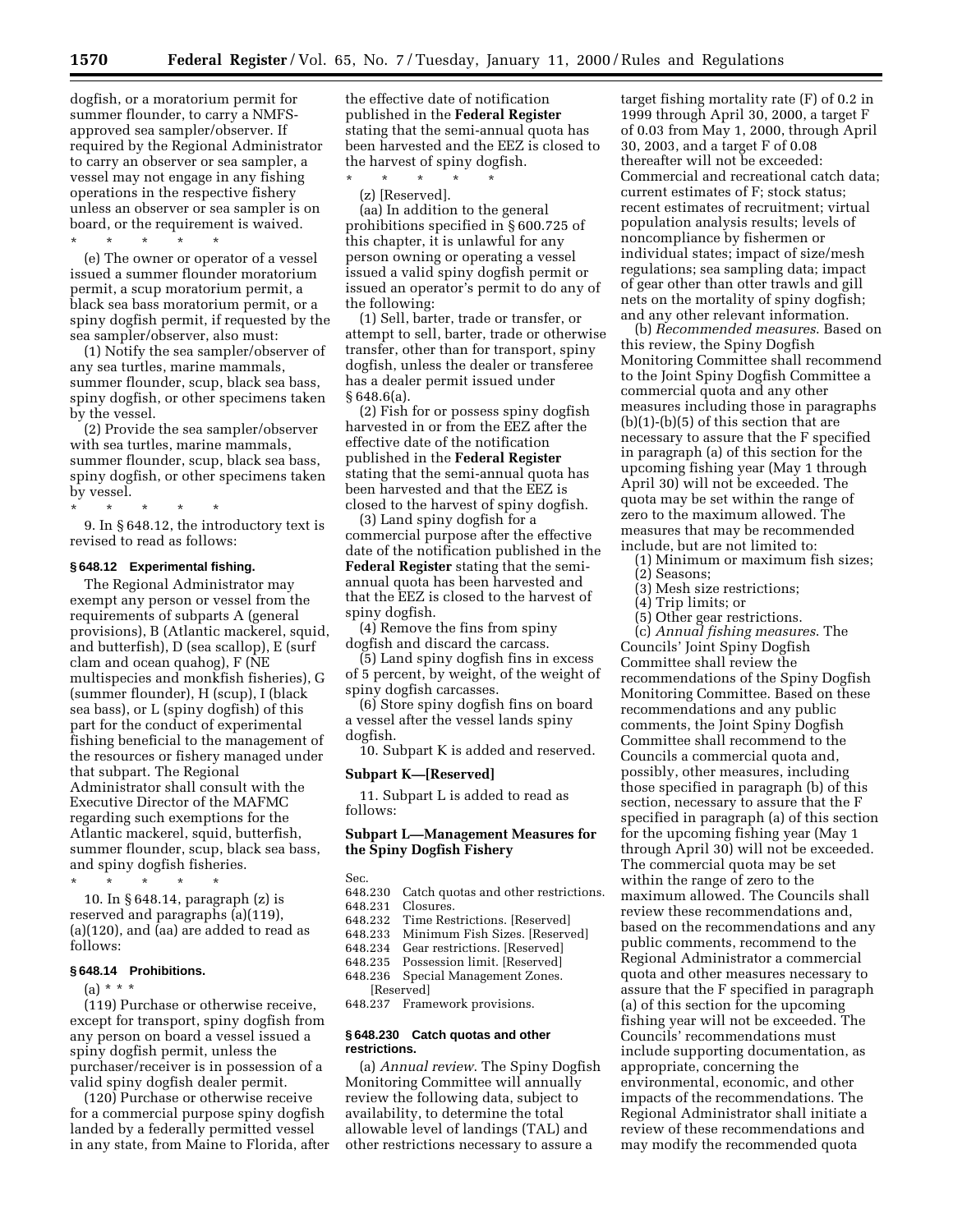dogfish, or a moratorium permit for summer flounder, to carry a NMFS-approved sea sampler/observer. If required by the Regional Administrator to carry an observer or sea sampler, a vessel may not engage in any fishing operations in the respective fishery unless an observer or sea sampler is on board, or the requirement is waived.

\* \* \* \* \*

(e) The owner or operator of a vessel issued a summer flounder moratorium permit, a scup moratorium permit, a black sea bass moratorium permit, or a spiny dogfish permit, if requested by the sea sampler/observer, also must:

(1) Notify the sea sampler/observer of any sea turtles, marine mammals, summer flounder, scup, black sea bass, spiny dogfish, or other specimens taken by the vessel.

(2) Provide the sea sampler/observer with sea turtles, marine mammals, summer flounder, scup, black sea bass, spiny dogfish, or other specimens taken by vessel.

\* \* \* \* \*

9. In § 648.12, the introductory text is revised to read as follows:

**§ 648.12 Experimental fishing.**

The Regional Administrator may exempt any person or vessel from the requirements of subparts A (general provisions), B (Atlantic mackerel, squid, and butterfish), D (sea scallop), E (surf clam and ocean quahog), F (NE multispecies and monkfish fisheries), G (summer flounder), H (scup), I (black sea bass), or L (spiny dogfish) of this part for the conduct of experimental fishing beneficial to the management of the resources or fishery managed under that subpart. The Regional Administrator shall consult with the Executive Director of the MAFMC regarding such exemptions for the Atlantic mackerel, squid, butterfish, summer flounder, scup, black sea bass, and spiny dogfish fisheries.

\* \* \* \* \*

10. In § 648.14, paragraph (z) is reserved and paragraphs (a)(119), (a)(120), and (aa) are added to read as follows:

**§ 648.14 Prohibitions.**

(a) \* \* \*

(119) Purchase or otherwise receive, except for transport, spiny dogfish from any person on board a vessel issued a spiny dogfish permit, unless the purchaser/receiver is in possession of a valid spiny dogfish dealer permit.

(120) Purchase or otherwise receive for a commercial purpose spiny dogfish landed by a federally permitted vessel in any state, from Maine to Florida, after the effective date of notification published in the **Federal Register** stating that the semi-annual quota has been harvested and the EEZ is closed to the harvest of spiny dogfish.

\* \* \* \* \*

(z) [Reserved].

(aa) In addition to the general prohibitions specified in § 600.725 of this chapter, it is unlawful for any person owning or operating a vessel issued a valid spiny dogfish permit or issued an operator's permit to do any of the following:

(1) Sell, barter, trade or transfer, or attempt to sell, barter, trade or otherwise transfer, other than for transport, spiny dogfish, unless the dealer or transferee has a dealer permit issued under § 648.6(a).

(2) Fish for or possess spiny dogfish harvested in or from the EEZ after the effective date of the notification published in the **Federal Register** stating that the semi-annual quota has been harvested and that the EEZ is closed to the harvest of spiny dogfish.

(3) Land spiny dogfish for a commercial purpose after the effective date of the notification published in the **Federal Register** stating that the semi-annual quota has been harvested and that the EEZ is closed to the harvest of spiny dogfish.

(4) Remove the fins from spiny dogfish and discard the carcass.

(5) Land spiny dogfish fins in excess of 5 percent, by weight, of the weight of spiny dogfish carcasses.

(6) Store spiny dogfish fins on board a vessel after the vessel lands spiny dogfish.

10. Subpart K is added and reserved.

**Subpart K—[Reserved]**

11. Subpart L is added to read as follows:

**Subpart L—Management Measures for the Spiny Dogfish Fishery**

Sec.
648.230 Catch quotas and other restrictions.
648.231 Closures.
648.232 Time Restrictions. [Reserved]
648.233 Minimum Fish Sizes. [Reserved]
648.234 Gear restrictions. [Reserved]
648.235 Possession limit. [Reserved]
648.236 Special Management Zones. [Reserved]
648.237 Framework provisions.

**§ 648.230 Catch quotas and other restrictions.**

(a) *Annual review.* The Spiny Dogfish Monitoring Committee will annually review the following data, subject to availability, to determine the total allowable level of landings (TAL) and other restrictions necessary to assure a target fishing mortality rate (F) of 0.2 in 1999 through April 30, 2000, a target F of 0.03 from May 1, 2000, through April 30, 2003, and a target F of 0.08 thereafter will not be exceeded: Commercial and recreational catch data; current estimates of F; stock status; recent estimates of recruitment; virtual population analysis results; levels of noncompliance by fishermen or individual states; impact of size/mesh regulations; sea sampling data; impact of gear other than otter trawls and gill nets on the mortality of spiny dogfish; and any other relevant information.

(b) *Recommended measures.* Based on this review, the Spiny Dogfish Monitoring Committee shall recommend to the Joint Spiny Dogfish Committee a commercial quota and any other measures including those in paragraphs (b)(1)-(b)(5) of this section that are necessary to assure that the F specified in paragraph (a) of this section for the upcoming fishing year (May 1 through April 30) will not be exceeded. The quota may be set within the range of zero to the maximum allowed. The measures that may be recommended include, but are not limited to:

(1) Minimum or maximum fish sizes;
(2) Seasons;
(3) Mesh size restrictions;
(4) Trip limits; or
(5) Other gear restrictions.

(c) *Annual fishing measures.* The Councils' Joint Spiny Dogfish Committee shall review the recommendations of the Spiny Dogfish Monitoring Committee. Based on these recommendations and any public comments, the Joint Spiny Dogfish Committee shall recommend to the Councils a commercial quota and, possibly, other measures, including those specified in paragraph (b) of this section, necessary to assure that the F specified in paragraph (a) of this section for the upcoming fishing year (May 1 through April 30) will not be exceeded. The commercial quota may be set within the range of zero to the maximum allowed. The Councils shall review these recommendations and, based on the recommendations and any public comments, recommend to the Regional Administrator a commercial quota and other measures necessary to assure that the F specified in paragraph (a) of this section for the upcoming fishing year will not be exceeded. The Councils' recommendations must include supporting documentation, as appropriate, concerning the environmental, economic, and other impacts of the recommendations. The Regional Administrator shall initiate a review of these recommendations and may modify the recommended quota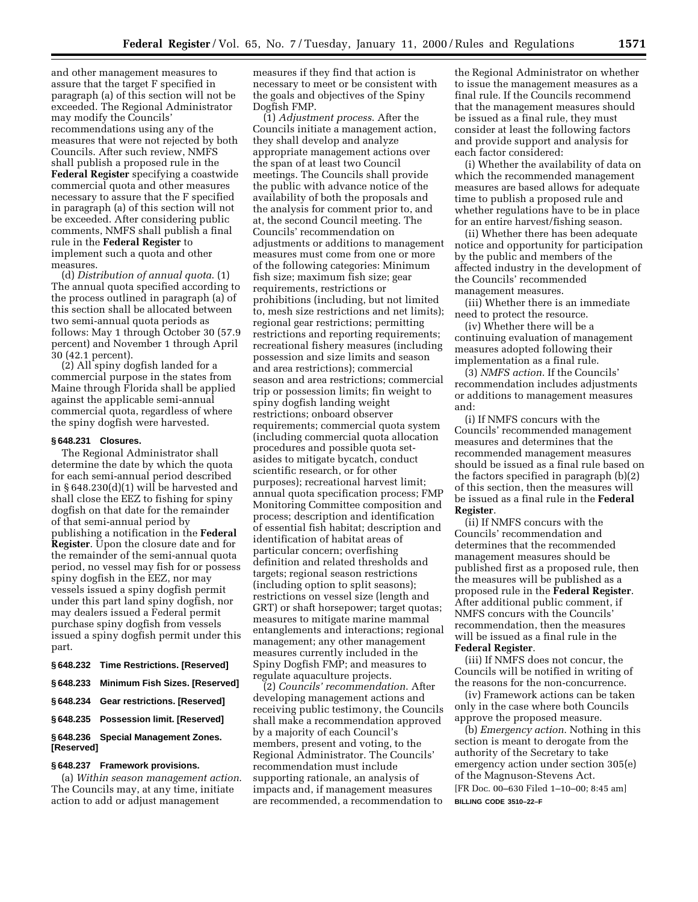and other management measures to assure that the target F specified in paragraph (a) of this section will not be exceeded. The Regional Administrator may modify the Councils' recommendations using any of the measures that were not rejected by both Councils. After such review, NMFS shall publish a proposed rule in the **Federal Register** specifying a coastwide commercial quota and other measures necessary to assure that the F specified in paragraph (a) of this section will not be exceeded. After considering public comments, NMFS shall publish a final rule in the **Federal Register** to implement such a quota and other measures.

(d) *Distribution of annual quota.* (1) The annual quota specified according to the process outlined in paragraph (a) of this section shall be allocated between two semi-annual quota periods as follows: May 1 through October 30 (57.9 percent) and November 1 through April 30 (42.1 percent).

(2) All spiny dogfish landed for a commercial purpose in the states from Maine through Florida shall be applied against the applicable semi-annual commercial quota, regardless of where the spiny dogfish were harvested.

**§ 648.231 Closures.**

The Regional Administrator shall determine the date by which the quota for each semi-annual period described in § 648.230(d)(1) will be harvested and shall close the EEZ to fishing for spiny dogfish on that date for the remainder of that semi-annual period by publishing a notification in the **Federal Register**. Upon the closure date and for the remainder of the semi-annual quota period, no vessel may fish for or possess spiny dogfish in the EEZ, nor may vessels issued a spiny dogfish permit under this part land spiny dogfish, nor may dealers issued a Federal permit purchase spiny dogfish from vessels issued a spiny dogfish permit under this part.

**§ 648.232 Time Restrictions. [Reserved]**

**§ 648.233 Minimum Fish Sizes. [Reserved]**

**§ 648.234 Gear restrictions. [Reserved]**

**§ 648.235 Possession limit. [Reserved]**

**§ 648.236 Special Management Zones. [Reserved]**

**§ 648.237 Framework provisions.**

(a) *Within season management action.* The Councils may, at any time, initiate action to add or adjust management measures if they find that action is necessary to meet or be consistent with the goals and objectives of the Spiny Dogfish FMP.

(1) *Adjustment process.* After the Councils initiate a management action, they shall develop and analyze appropriate management actions over the span of at least two Council meetings. The Councils shall provide the public with advance notice of the availability of both the proposals and the analysis for comment prior to, and at, the second Council meeting. The Councils' recommendation on adjustments or additions to management measures must come from one or more of the following categories: Minimum fish size; maximum fish size; gear requirements, restrictions or prohibitions (including, but not limited to, mesh size restrictions and net limits); regional gear restrictions; permitting restrictions and reporting requirements; recreational fishery measures (including possession and size limits and season and area restrictions); commercial season and area restrictions; commercial trip or possession limits; fin weight to spiny dogfish landing weight restrictions; onboard observer requirements; commercial quota system (including commercial quota allocation procedures and possible quota set-asides to mitigate bycatch, conduct scientific research, or for other purposes); recreational harvest limit; annual quota specification process; FMP Monitoring Committee composition and process; description and identification of essential fish habitat; description and identification of habitat areas of particular concern; overfishing definition and related thresholds and targets; regional season restrictions (including option to split seasons); restrictions on vessel size (length and GRT) or shaft horsepower; target quotas; measures to mitigate marine mammal entanglements and interactions; regional management; any other management measures currently included in the Spiny Dogfish FMP; and measures to regulate aquaculture projects.

(2) *Councils' recommendation.* After developing management actions and receiving public testimony, the Councils shall make a recommendation approved by a majority of each Council's members, present and voting, to the Regional Administrator. The Councils' recommendation must include supporting rationale, an analysis of impacts and, if management measures are recommended, a recommendation to the Regional Administrator on whether to issue the management measures as a final rule. If the Councils recommend that the management measures should be issued as a final rule, they must consider at least the following factors and provide support and analysis for each factor considered:

(i) Whether the availability of data on which the recommended management measures are based allows for adequate time to publish a proposed rule and whether regulations have to be in place for an entire harvest/fishing season.

(ii) Whether there has been adequate notice and opportunity for participation by the public and members of the affected industry in the development of the Councils' recommended management measures.

(iii) Whether there is an immediate need to protect the resource.

(iv) Whether there will be a continuing evaluation of management measures adopted following their implementation as a final rule.

(3) *NMFS action.* If the Councils' recommendation includes adjustments or additions to management measures and:

(i) If NMFS concurs with the Councils' recommended management measures and determines that the recommended management measures should be issued as a final rule based on the factors specified in paragraph (b)(2) of this section, then the measures will be issued as a final rule in the **Federal Register**.

(ii) If NMFS concurs with the Councils' recommendation and determines that the recommended management measures should be published first as a proposed rule, then the measures will be published as a proposed rule in the **Federal Register**. After additional public comment, if NMFS concurs with the Councils' recommendation, then the measures will be issued as a final rule in the **Federal Register**.

(iii) If NMFS does not concur, the Councils will be notified in writing of the reasons for the non-concurrence.

(iv) Framework actions can be taken only in the case where both Councils approve the proposed measure.

(b) *Emergency action.* Nothing in this section is meant to derogate from the authority of the Secretary to take emergency action under section 305(e) of the Magnuson-Stevens Act.

[FR Doc. 00–630 Filed 1–10–00; 8:45 am]

BILLING CODE 3510–22–F